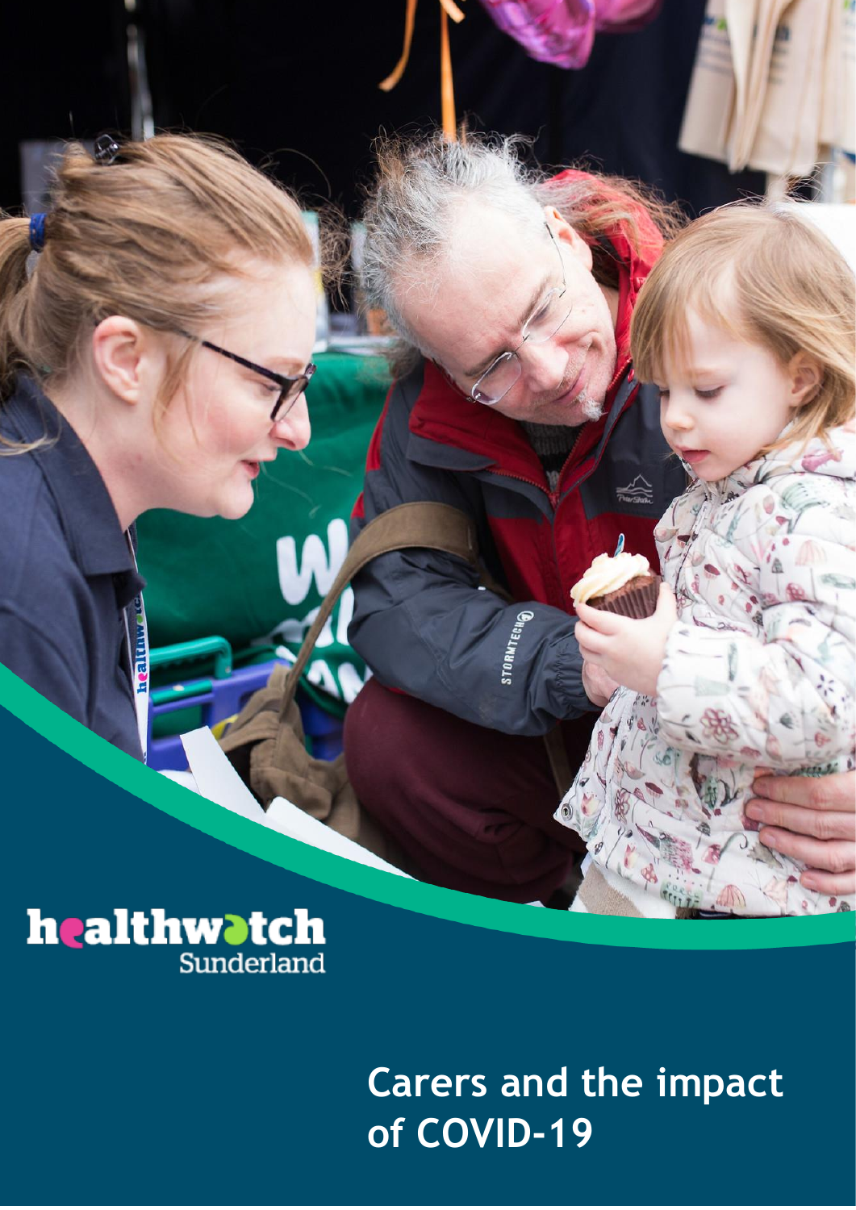healthwatch Sunderland

# Carers and the impact of COVID-19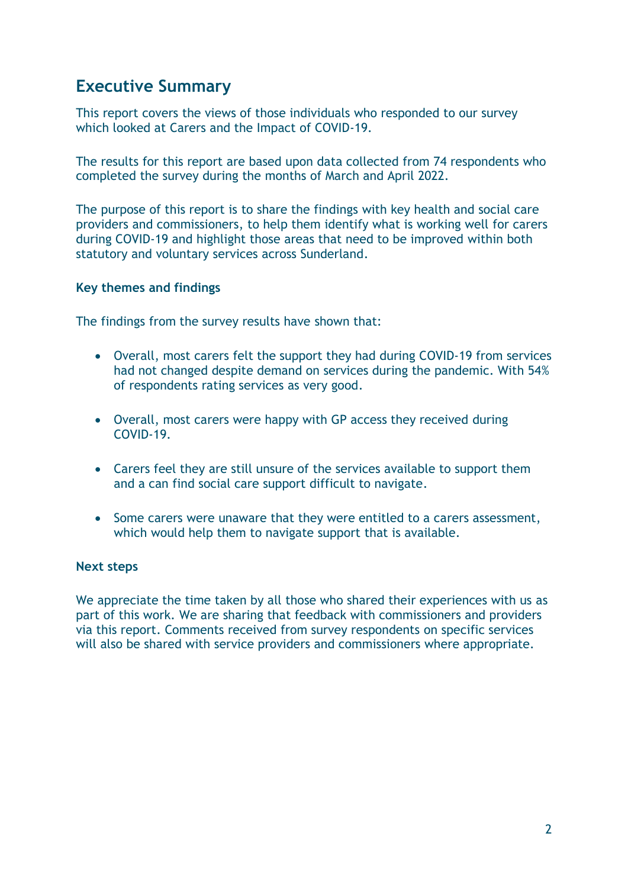# Executive Summary

This report covers the views of those individuals who responded to our survey which looked at Carers and the Impact of COVID-19.

The results for this report are based upon data collected from 74 respondents who completed the survey during the months of March and April 2022.

The purpose of this report is to share the findings with key health and social care providers and commissioners, to help them identify what is working well for carers during COVID-19 and highlight those areas that need to be improved within both statutory and voluntary services across Sunderland.

### Key themes and findings

The findings from the survey results have shown that:

- Overall, most carers felt the support they had during COVID-19 from services had not changed despite demand on services during the pandemic. With 54% of respondents rating services as very good.
- Overall, most carers were happy with GP access they received during COVID-19.
- Carers feel they are still unsure of the services available to support them and a can find social care support difficult to navigate.
- Some carers were unaware that they were entitled to a carers assessment, which would help them to navigate support that is available.

### Next steps

We appreciate the time taken by all those who shared their experiences with us as part of this work. We are sharing that feedback with commissioners and providers via this report. Comments received from survey respondents on specific services will also be shared with service providers and commissioners where appropriate.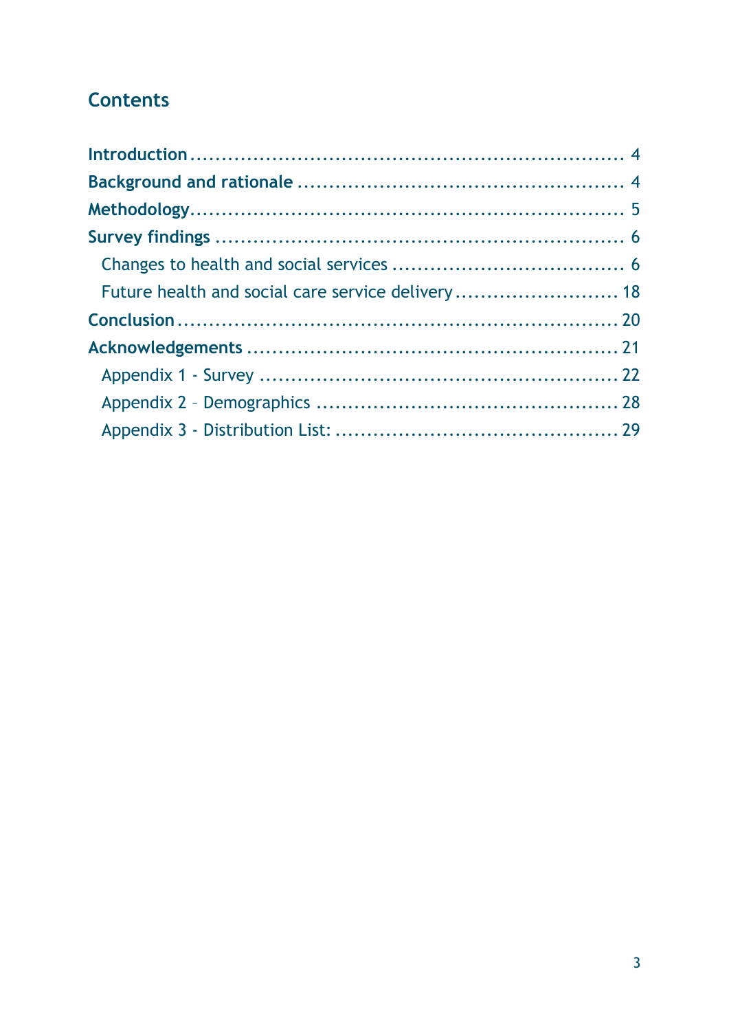## Contents

**Introduction** .................................................................. 4

**Background and rationale** ................................................... 4

**Methodology** ................................................................... 5

**Survey findings** ............................................................... 6

- Changes to health and social services ..................................... 6
- Future health and social care service delivery .......................... 18

**Conclusion** .................................................................... 20

**Acknowledgements** ........................................................... 21

- Appendix 1 - Survey ......................................................... 22
- Appendix 2 – Demographics ................................................ 28
- Appendix 3 - Distribution List: ............................................. 29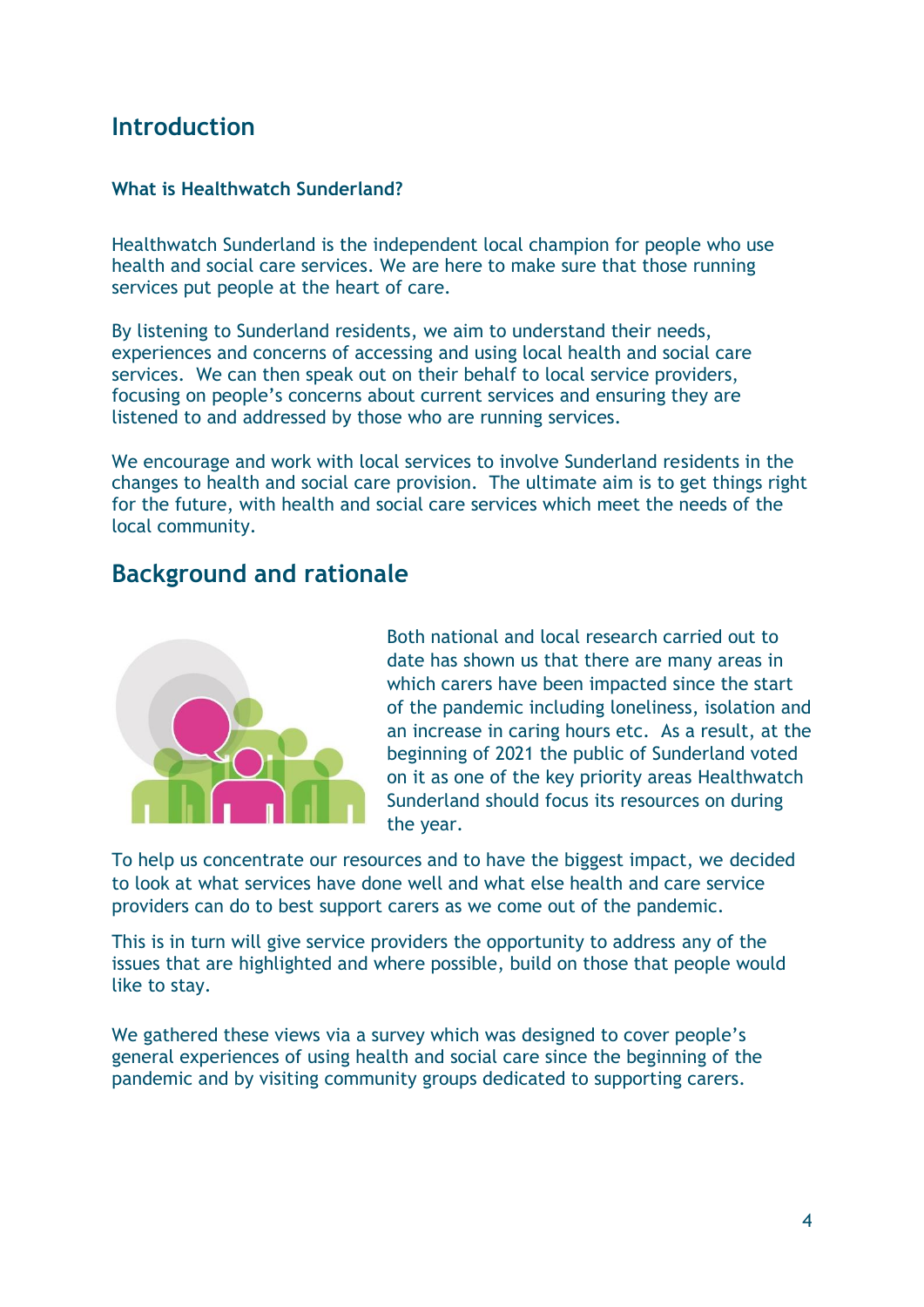## Introduction

### What is Healthwatch Sunderland?

Healthwatch Sunderland is the independent local champion for people who use health and social care services. We are here to make sure that those running services put people at the heart of care.

By listening to Sunderland residents, we aim to understand their needs, experiences and concerns of accessing and using local health and social care services. We can then speak out on their behalf to local service providers, focusing on people's concerns about current services and ensuring they are listened to and addressed by those who are running services.

We encourage and work with local services to involve Sunderland residents in the changes to health and social care provision. The ultimate aim is to get things right for the future, with health and social care services which meet the needs of the local community.

## Background and rationale

Both national and local research carried out to date has shown us that there are many areas in which carers have been impacted since the start of the pandemic including loneliness, isolation and an increase in caring hours etc. As a result, at the beginning of 2021 the public of Sunderland voted on it as one of the key priority areas Healthwatch Sunderland should focus its resources on during the year.

To help us concentrate our resources and to have the biggest impact, we decided to look at what services have done well and what else health and care service providers can do to best support carers as we come out of the pandemic.

This is in turn will give service providers the opportunity to address any of the issues that are highlighted and where possible, build on those that people would like to stay.

We gathered these views via a survey which was designed to cover people's general experiences of using health and social care since the beginning of the pandemic and by visiting community groups dedicated to supporting carers.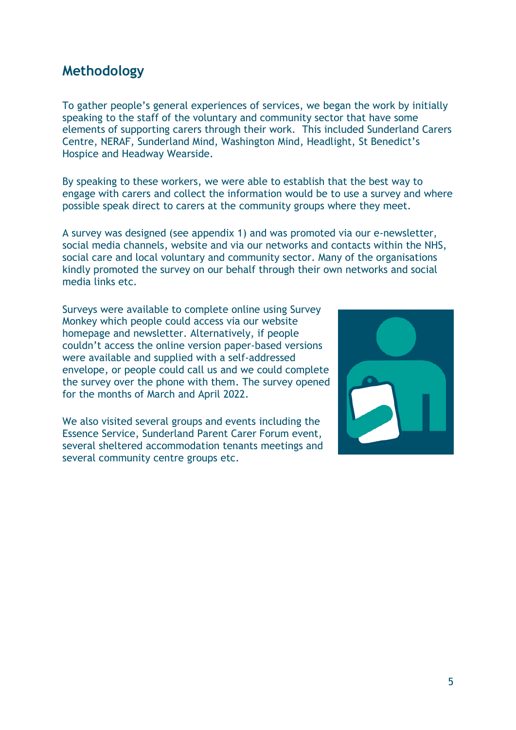## Methodology

To gather people's general experiences of services, we began the work by initially speaking to the staff of the voluntary and community sector that have some elements of supporting carers through their work. This included Sunderland Carers Centre, NERAF, Sunderland Mind, Washington Mind, Headlight, St Benedict's Hospice and Headway Wearside.

By speaking to these workers, we were able to establish that the best way to engage with carers and collect the information would be to use a survey and where possible speak direct to carers at the community groups where they meet.

A survey was designed (see appendix 1) and was promoted via our e-newsletter, social media channels, website and via our networks and contacts within the NHS, social care and local voluntary and community sector. Many of the organisations kindly promoted the survey on our behalf through their own networks and social media links etc.

Surveys were available to complete online using Survey Monkey which people could access via our website homepage and newsletter. Alternatively, if people couldn't access the online version paper-based versions were available and supplied with a self-addressed envelope, or people could call us and we could complete the survey over the phone with them. The survey opened for the months of March and April 2022.

We also visited several groups and events including the Essence Service, Sunderland Parent Carer Forum event, several sheltered accommodation tenants meetings and several community centre groups etc.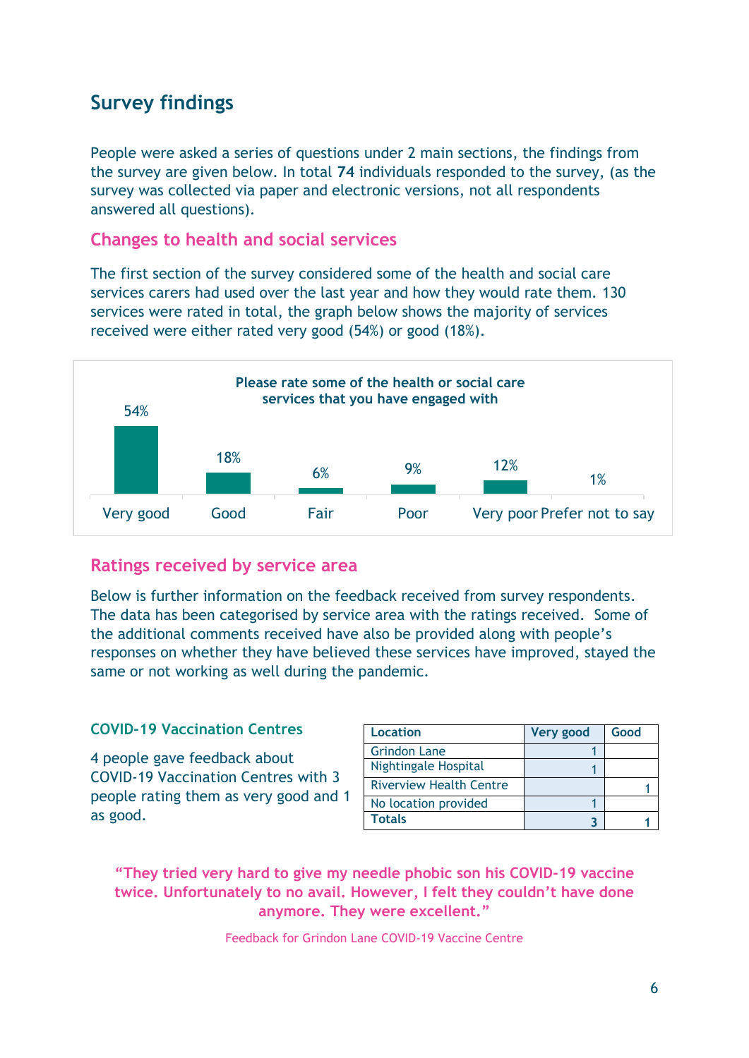## Survey findings

People were asked a series of questions under 2 main sections, the findings from the survey are given below. In total **74** individuals responded to the survey, (as the survey was collected via paper and electronic versions, not all respondents answered all questions).

### Changes to health and social services

The first section of the survey considered some of the health and social care services carers had used over the last year and how they would rate them. 130 services were rated in total, the graph below shows the majority of services received were either rated very good (54%) or good (18%).

**Please rate some of the health or social care services that you have engaged with**

| Very good | Good | Fair | Poor | Very poor | Prefer not to say |
|---|---|---|---|---|---|
| 54% | 18% | 6% | 9% | 12% | 1% |

### Ratings received by service area

Below is further information on the feedback received from survey respondents. The data has been categorised by service area with the ratings received. Some of the additional comments received have also be provided along with people's responses on whether they have believed these services have improved, stayed the same or not working as well during the pandemic.

#### COVID-19 Vaccination Centres

4 people gave feedback about COVID-19 Vaccination Centres with 3 people rating them as very good and 1 as good.

| Location | Very good | Good |
|---|---|---|
| Grindon Lane | 1 | |
| Nightingale Hospital | 1 | |
| Riverview Health Centre | | 1 |
| No location provided | 1 | |
| **Totals** | 3 | 1 |

**"They tried very hard to give my needle phobic son his COVID-19 vaccine twice. Unfortunately to no avail. However, I felt they couldn't have done anymore. They were excellent."**

Feedback for Grindon Lane COVID-19 Vaccine Centre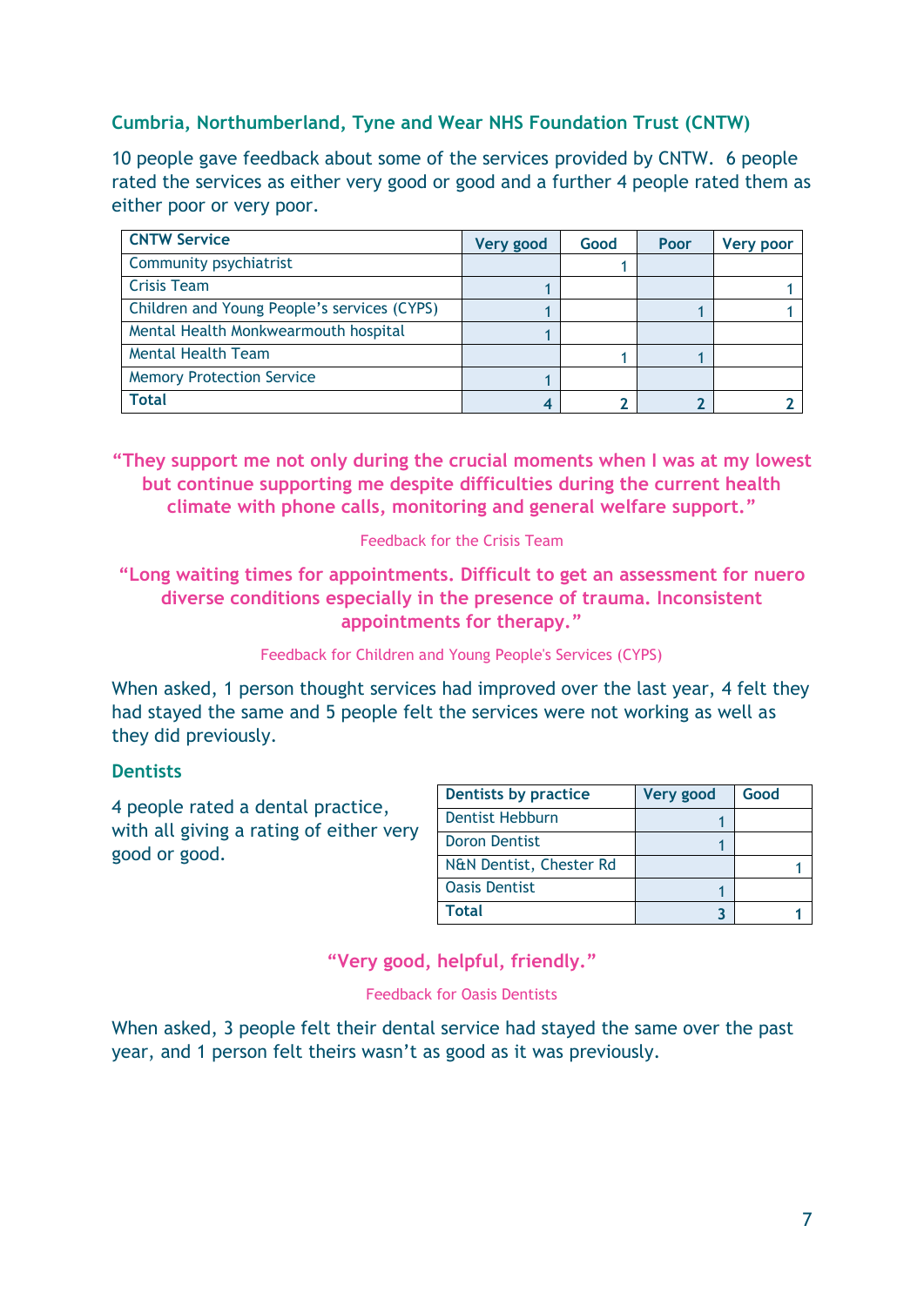### Cumbria, Northumberland, Tyne and Wear NHS Foundation Trust (CNTW)

10 people gave feedback about some of the services provided by CNTW. 6 people rated the services as either very good or good and a further 4 people rated them as either poor or very poor.

| CNTW Service | Very good | Good | Poor | Very poor |
|---|---|---|---|---|
| Community psychiatrist | | 1 | | |
| Crisis Team | 1 | | | 1 |
| Children and Young People's services (CYPS) | 1 | | 1 | 1 |
| Mental Health Monkwearmouth hospital | 1 | | | |
| Mental Health Team | | 1 | 1 | |
| Memory Protection Service | 1 | | | |
| **Total** | 4 | 2 | 2 | 2 |

**"They support me not only during the crucial moments when I was at my lowest but continue supporting me despite difficulties during the current health climate with phone calls, monitoring and general welfare support."**

Feedback for the Crisis Team

**"Long waiting times for appointments. Difficult to get an assessment for nuero diverse conditions especially in the presence of trauma. Inconsistent appointments for therapy."**

Feedback for Children and Young People's Services (CYPS)

When asked, 1 person thought services had improved over the last year, 4 felt they had stayed the same and 5 people felt the services were not working as well as they did previously.

### Dentists

4 people rated a dental practice, with all giving a rating of either very good or good.

| Dentists by practice | Very good | Good |
|---|---|---|
| Dentist Hebburn | 1 | |
| Doron Dentist | 1 | |
| N&N Dentist, Chester Rd | | 1 |
| Oasis Dentist | 1 | |
| **Total** | 3 | 1 |

**"Very good, helpful, friendly."**

Feedback for Oasis Dentists

When asked, 3 people felt their dental service had stayed the same over the past year, and 1 person felt theirs wasn't as good as it was previously.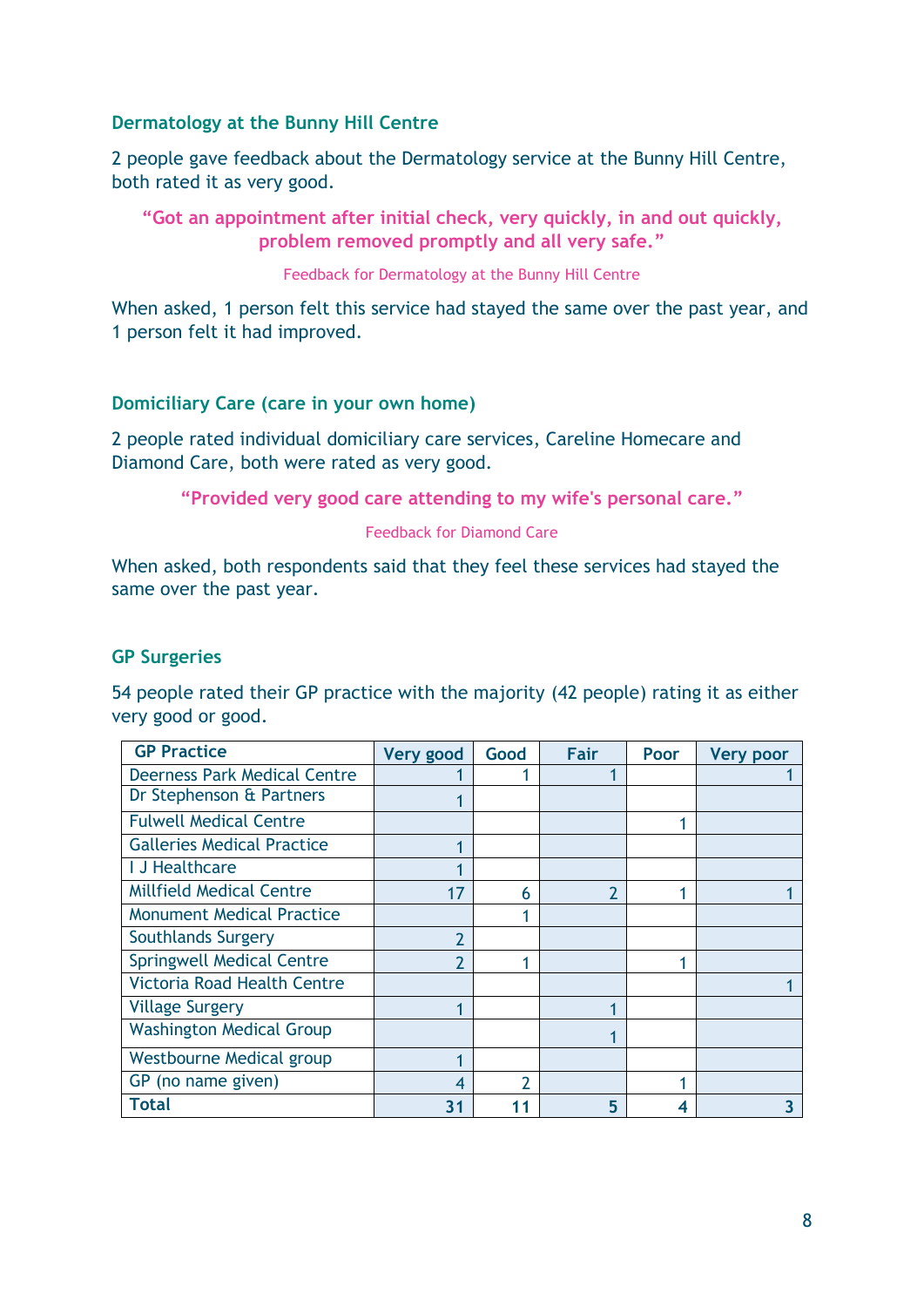### Dermatology at the Bunny Hill Centre

2 people gave feedback about the Dermatology service at the Bunny Hill Centre, both rated it as very good.

> **"Got an appointment after initial check, very quickly, in and out quickly, problem removed promptly and all very safe."**
>
> Feedback for Dermatology at the Bunny Hill Centre

When asked, 1 person felt this service had stayed the same over the past year, and 1 person felt it had improved.

### Domiciliary Care (care in your own home)

2 people rated individual domiciliary care services, Careline Homecare and Diamond Care, both were rated as very good.

> **"Provided very good care attending to my wife's personal care."**
>
> Feedback for Diamond Care

When asked, both respondents said that they feel these services had stayed the same over the past year.

### GP Surgeries

54 people rated their GP practice with the majority (42 people) rating it as either very good or good.

| GP Practice | Very good | Good | Fair | Poor | Very poor |
|---|---|---|---|---|---|
| Deerness Park Medical Centre | 1 | 1 | 1 | | 1 |
| Dr Stephenson & Partners | 1 | | | | |
| Fulwell Medical Centre | | | | 1 | |
| Galleries Medical Practice | 1 | | | | |
| I J Healthcare | 1 | | | | |
| Millfield Medical Centre | 17 | 6 | 2 | 1 | 1 |
| Monument Medical Practice | | 1 | | | |
| Southlands Surgery | 2 | | | | |
| Springwell Medical Centre | 2 | 1 | | 1 | |
| Victoria Road Health Centre | | | | | 1 |
| Village Surgery | 1 | | 1 | | |
| Washington Medical Group | | | 1 | | |
| Westbourne Medical group | 1 | | | | |
| GP (no name given) | 4 | 2 | | 1 | |
| **Total** | **31** | **11** | **5** | **4** | **3** |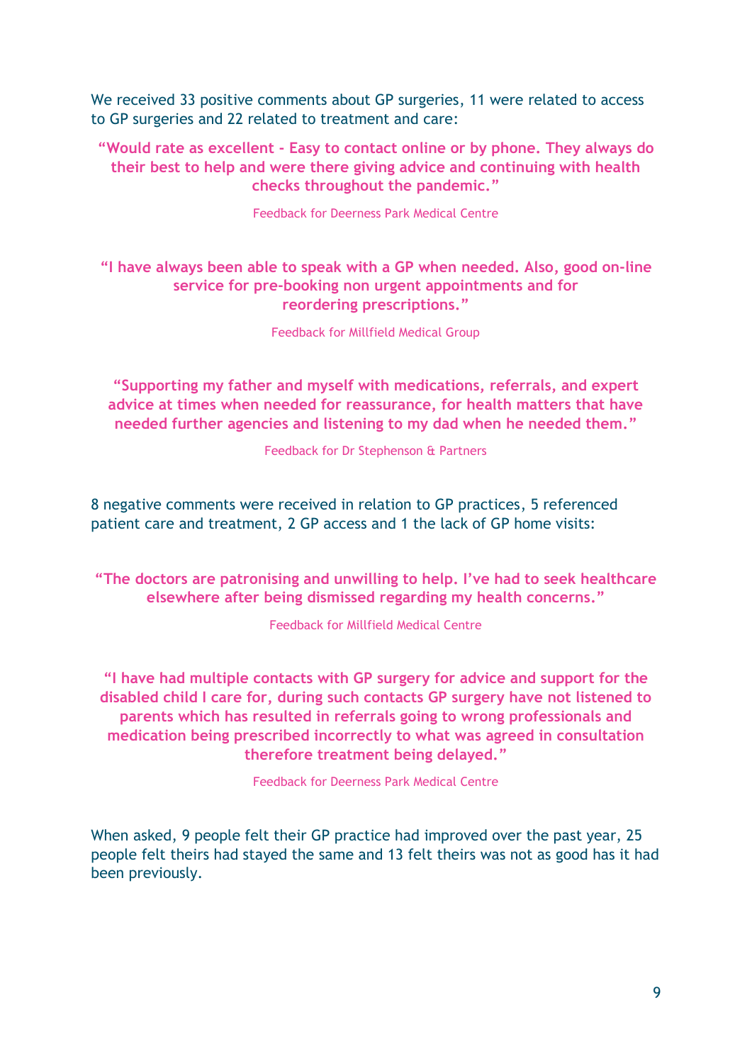We received 33 positive comments about GP surgeries, 11 were related to access to GP surgeries and 22 related to treatment and care:

**"Would rate as excellent - Easy to contact online or by phone. They always do their best to help and were there giving advice and continuing with health checks throughout the pandemic."**

Feedback for Deerness Park Medical Centre

**"I have always been able to speak with a GP when needed. Also, good on-line service for pre-booking non urgent appointments and for reordering prescriptions."**

Feedback for Millfield Medical Group

**"Supporting my father and myself with medications, referrals, and expert advice at times when needed for reassurance, for health matters that have needed further agencies and listening to my dad when he needed them."**

Feedback for Dr Stephenson & Partners

8 negative comments were received in relation to GP practices, 5 referenced patient care and treatment, 2 GP access and 1 the lack of GP home visits:

**"The doctors are patronising and unwilling to help. I've had to seek healthcare elsewhere after being dismissed regarding my health concerns."**

Feedback for Millfield Medical Centre

**"I have had multiple contacts with GP surgery for advice and support for the disabled child I care for, during such contacts GP surgery have not listened to parents which has resulted in referrals going to wrong professionals and medication being prescribed incorrectly to what was agreed in consultation therefore treatment being delayed."**

Feedback for Deerness Park Medical Centre

When asked, 9 people felt their GP practice had improved over the past year, 25 people felt theirs had stayed the same and 13 felt theirs was not as good has it had been previously.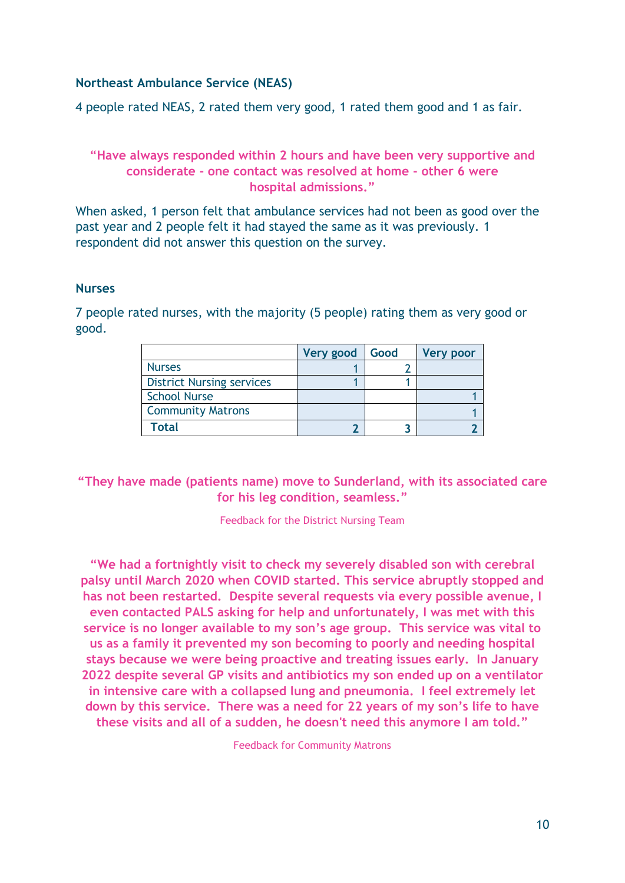### Northeast Ambulance Service (NEAS)

4 people rated NEAS, 2 rated them very good, 1 rated them good and 1 as fair.

**"Have always responded within 2 hours and have been very supportive and considerate - one contact was resolved at home - other 6 were hospital admissions."**

When asked, 1 person felt that ambulance services had not been as good over the past year and 2 people felt it had stayed the same as it was previously. 1 respondent did not answer this question on the survey.

### Nurses

7 people rated nurses, with the majority (5 people) rating them as very good or good.

| | Very good | Good | Very poor |
|---|---|---|---|
| Nurses | 1 | 2 | |
| District Nursing services | 1 | 1 | |
| School Nurse | | | 1 |
| Community Matrons | | | 1 |
| **Total** | 2 | 3 | 2 |

**"They have made (patients name) move to Sunderland, with its associated care for his leg condition, seamless."**

Feedback for the District Nursing Team

**"We had a fortnightly visit to check my severely disabled son with cerebral palsy until March 2020 when COVID started. This service abruptly stopped and has not been restarted. Despite several requests via every possible avenue, I even contacted PALS asking for help and unfortunately, I was met with this service is no longer available to my son's age group. This service was vital to us as a family it prevented my son becoming to poorly and needing hospital stays because we were being proactive and treating issues early. In January 2022 despite several GP visits and antibiotics my son ended up on a ventilator in intensive care with a collapsed lung and pneumonia. I feel extremely let down by this service. There was a need for 22 years of my son's life to have these visits and all of a sudden, he doesn't need this anymore I am told."**

Feedback for Community Matrons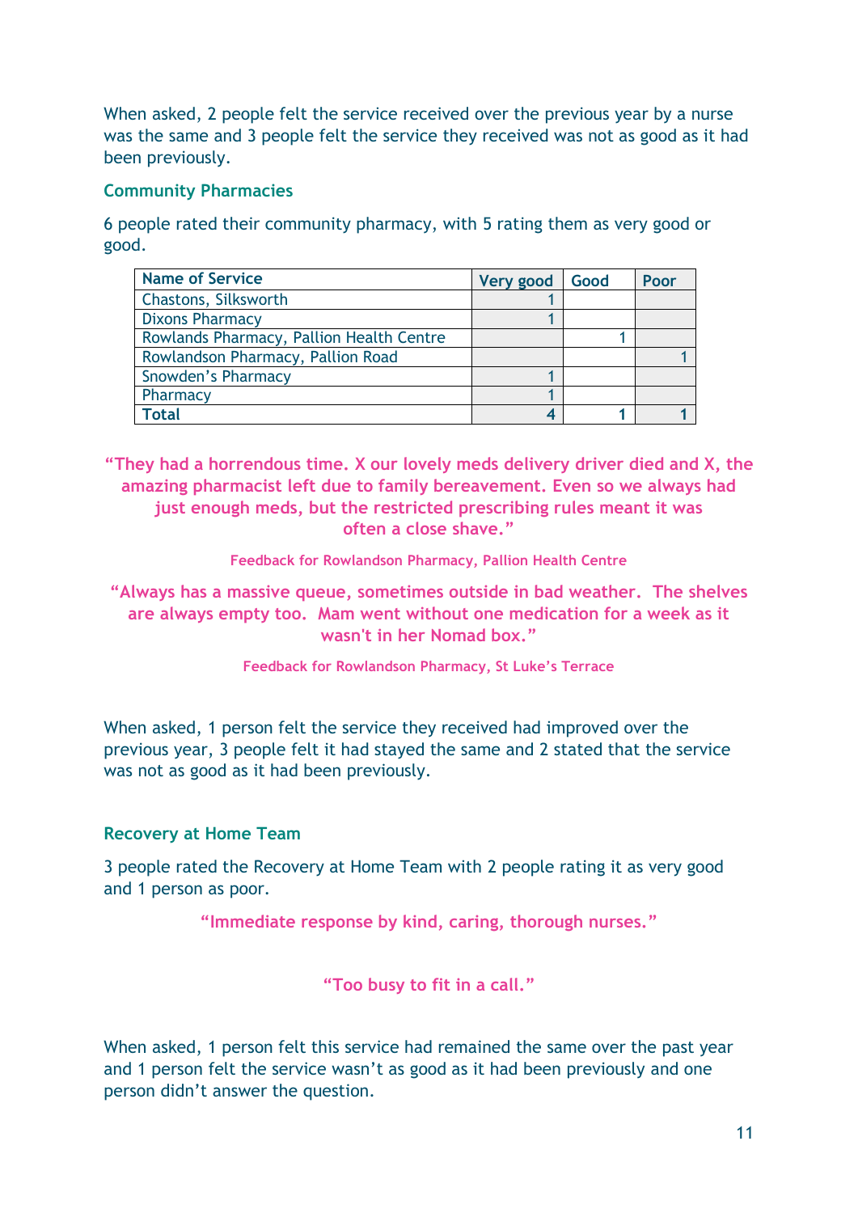When asked, 2 people felt the service received over the previous year by a nurse was the same and 3 people felt the service they received was not as good as it had been previously.

### Community Pharmacies

6 people rated their community pharmacy, with 5 rating them as very good or good.

| Name of Service | Very good | Good | Poor |
|---|---|---|---|
| Chastons, Silksworth | 1 | | |
| Dixons Pharmacy | 1 | | |
| Rowlands Pharmacy, Pallion Health Centre | | 1 | |
| Rowlandson Pharmacy, Pallion Road | | | 1 |
| Snowden's Pharmacy | 1 | | |
| Pharmacy | 1 | | |
| **Total** | 4 | 1 | 1 |

> **"They had a horrendous time. X our lovely meds delivery driver died and X, the amazing pharmacist left due to family bereavement. Even so we always had just enough meds, but the restricted prescribing rules meant it was often a close shave."**
>
> Feedback for Rowlandson Pharmacy, Pallion Health Centre

> **"Always has a massive queue, sometimes outside in bad weather. The shelves are always empty too. Mam went without one medication for a week as it wasn't in her Nomad box."**
>
> Feedback for Rowlandson Pharmacy, St Luke's Terrace

When asked, 1 person felt the service they received had improved over the previous year, 3 people felt it had stayed the same and 2 stated that the service was not as good as it had been previously.

### Recovery at Home Team

3 people rated the Recovery at Home Team with 2 people rating it as very good and 1 person as poor.

> **"Immediate response by kind, caring, thorough nurses."**

> **"Too busy to fit in a call."**

When asked, 1 person felt this service had remained the same over the past year and 1 person felt the service wasn't as good as it had been previously and one person didn't answer the question.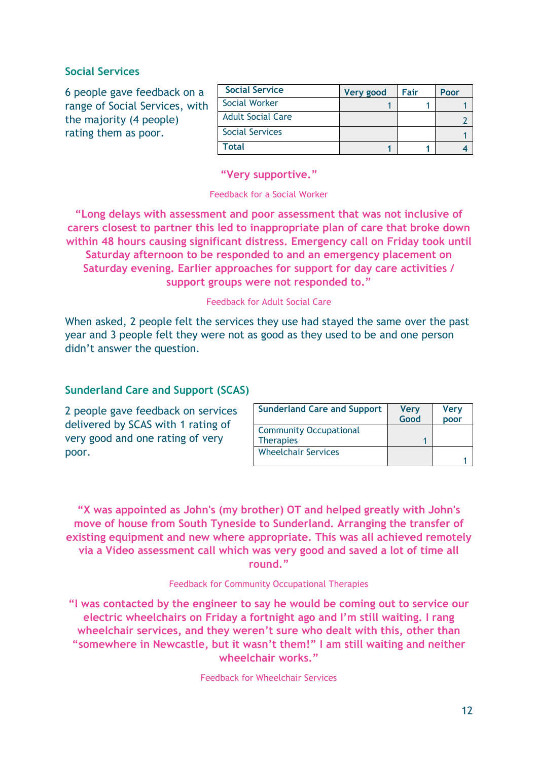## Social Services

6 people gave feedback on a range of Social Services, with the majority (4 people) rating them as poor.

| Social Service | Very good | Fair | Poor |
|---|---|---|---|
| Social Worker | 1 | 1 | 1 |
| Adult Social Care | | | 2 |
| Social Services | | | 1 |
| **Total** | 1 | 1 | 4 |

**"Very supportive."**

Feedback for a Social Worker

**"Long delays with assessment and poor assessment that was not inclusive of carers closest to partner this led to inappropriate plan of care that broke down within 48 hours causing significant distress. Emergency call on Friday took until Saturday afternoon to be responded to and an emergency placement on Saturday evening. Earlier approaches for support for day care activities / support groups were not responded to."**

Feedback for Adult Social Care

When asked, 2 people felt the services they use had stayed the same over the past year and 3 people felt they were not as good as they used to be and one person didn't answer the question.

## Sunderland Care and Support (SCAS)

2 people gave feedback on services delivered by SCAS with 1 rating of very good and one rating of very poor.

| Sunderland Care and Support | Very Good | Very poor |
|---|---|---|
| Community Occupational Therapies | 1 | |
| Wheelchair Services | | 1 |

**"X was appointed as John's (my brother) OT and helped greatly with John's move of house from South Tyneside to Sunderland. Arranging the transfer of existing equipment and new where appropriate. This was all achieved remotely via a Video assessment call which was very good and saved a lot of time all round."**

Feedback for Community Occupational Therapies

**"I was contacted by the engineer to say he would be coming out to service our electric wheelchairs on Friday a fortnight ago and I'm still waiting. I rang wheelchair services, and they weren't sure who dealt with this, other than "somewhere in Newcastle, but it wasn't them!" I am still waiting and neither wheelchair works."**

Feedback for Wheelchair Services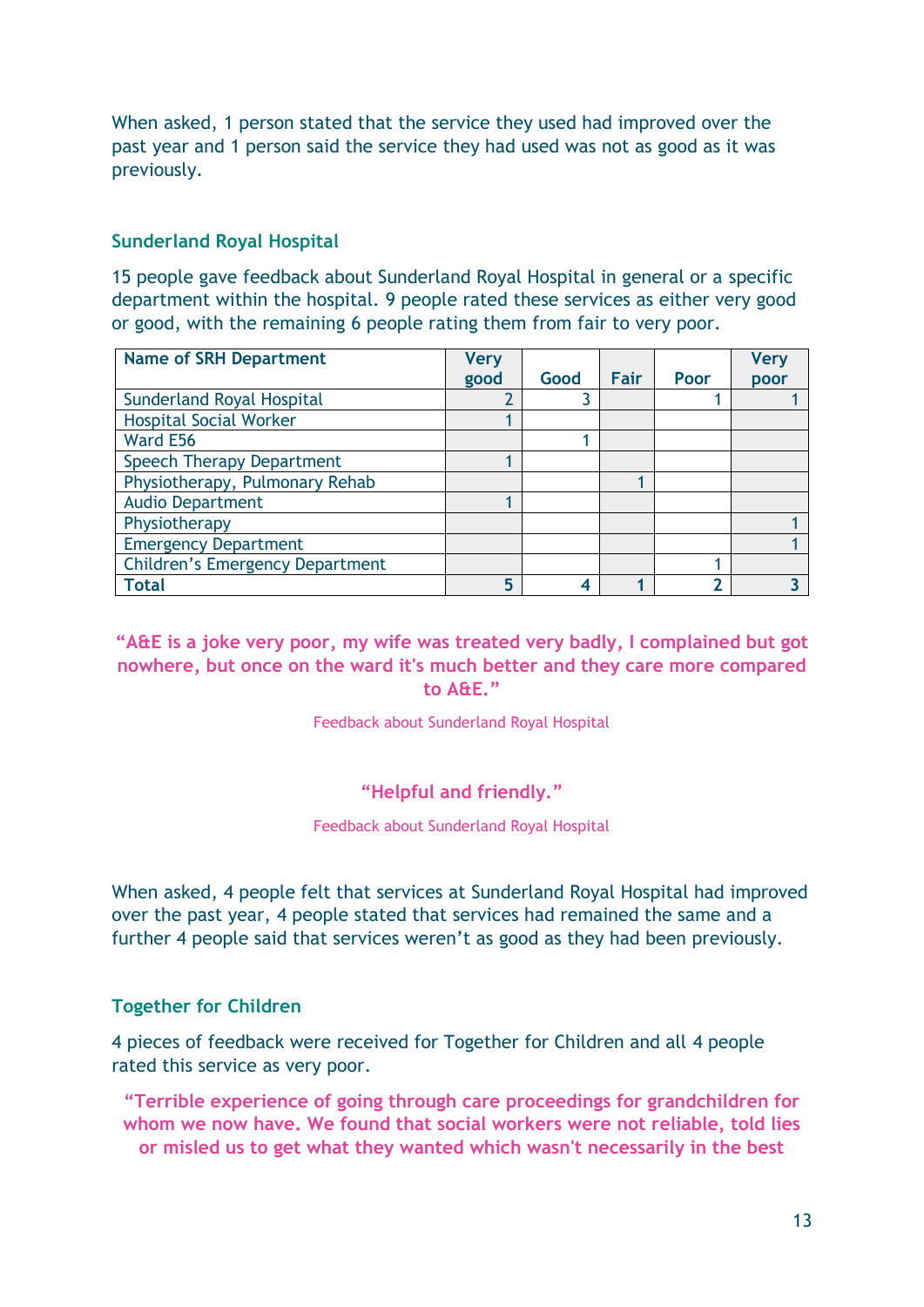When asked, 1 person stated that the service they used had improved over the past year and 1 person said the service they had used was not as good as it was previously.

### Sunderland Royal Hospital

15 people gave feedback about Sunderland Royal Hospital in general or a specific department within the hospital. 9 people rated these services as either very good or good, with the remaining 6 people rating them from fair to very poor.

| Name of SRH Department | Very good | Good | Fair | Poor | Very poor |
|---|---|---|---|---|---|
| Sunderland Royal Hospital | 2 | 3 | | 1 | 1 |
| Hospital Social Worker | 1 | | | | |
| Ward E56 | | 1 | | | |
| Speech Therapy Department | 1 | | | | |
| Physiotherapy, Pulmonary Rehab | | | 1 | | |
| Audio Department | 1 | | | | |
| Physiotherapy | | | | | 1 |
| Emergency Department | | | | | 1 |
| Children's Emergency Department | | | | 1 | |
| **Total** | **5** | **4** | **1** | **2** | **3** |

**"A&E is a joke very poor, my wife was treated very badly, I complained but got nowhere, but once on the ward it's much better and they care more compared to A&E."**

Feedback about Sunderland Royal Hospital

**"Helpful and friendly."**

Feedback about Sunderland Royal Hospital

When asked, 4 people felt that services at Sunderland Royal Hospital had improved over the past year, 4 people stated that services had remained the same and a further 4 people said that services weren't as good as they had been previously.

### Together for Children

4 pieces of feedback were received for Together for Children and all 4 people rated this service as very poor.

**"Terrible experience of going through care proceedings for grandchildren for whom we now have. We found that social workers were not reliable, told lies or misled us to get what they wanted which wasn't necessarily in the best**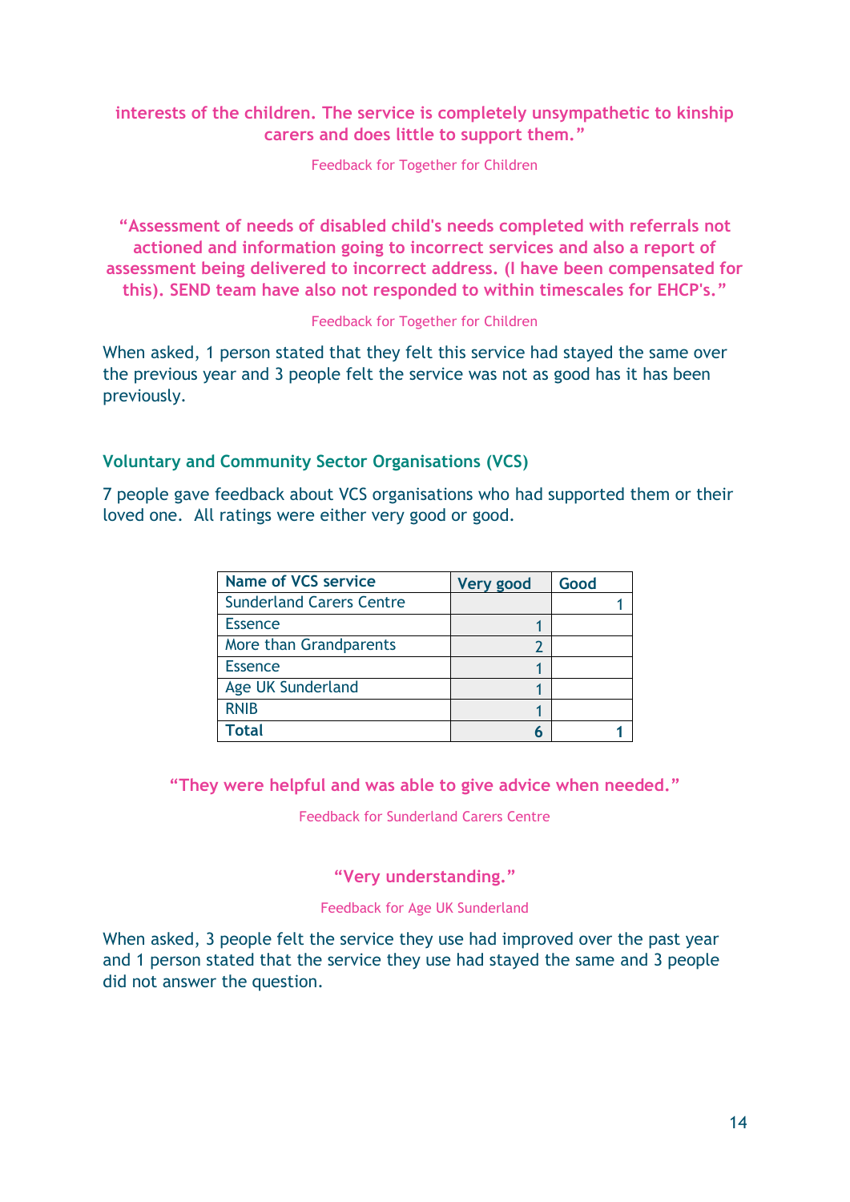**interests of the children. The service is completely unsympathetic to kinship carers and does little to support them."**

Feedback for Together for Children

**"Assessment of needs of disabled child's needs completed with referrals not actioned and information going to incorrect services and also a report of assessment being delivered to incorrect address. (I have been compensated for this). SEND team have also not responded to within timescales for EHCP's."**

Feedback for Together for Children

When asked, 1 person stated that they felt this service had stayed the same over the previous year and 3 people felt the service was not as good has it has been previously.

### Voluntary and Community Sector Organisations (VCS)

7 people gave feedback about VCS organisations who had supported them or their loved one. All ratings were either very good or good.

| Name of VCS service | Very good | Good |
|---|---|---|
| Sunderland Carers Centre | | 1 |
| Essence | 1 | |
| More than Grandparents | 2 | |
| Essence | 1 | |
| Age UK Sunderland | 1 | |
| RNIB | 1 | |
| **Total** | **6** | **1** |

**"They were helpful and was able to give advice when needed."**

Feedback for Sunderland Carers Centre

**"Very understanding."**

Feedback for Age UK Sunderland

When asked, 3 people felt the service they use had improved over the past year and 1 person stated that the service they use had stayed the same and 3 people did not answer the question.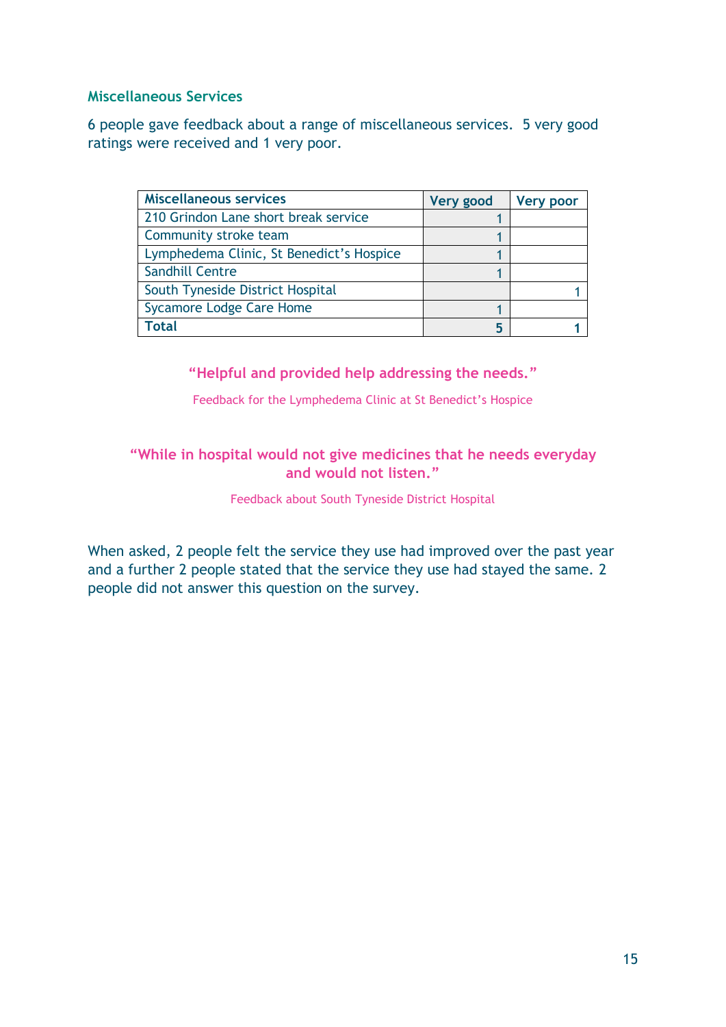### Miscellaneous Services

6 people gave feedback about a range of miscellaneous services. 5 very good ratings were received and 1 very poor.

| Miscellaneous services | Very good | Very poor |
|---|---|---|
| 210 Grindon Lane short break service | 1 | |
| Community stroke team | 1 | |
| Lymphedema Clinic, St Benedict's Hospice | 1 | |
| Sandhill Centre | 1 | |
| South Tyneside District Hospital | | 1 |
| Sycamore Lodge Care Home | 1 | |
| **Total** | **5** | **1** |

**"Helpful and provided help addressing the needs."**

Feedback for the Lymphedema Clinic at St Benedict's Hospice

**"While in hospital would not give medicines that he needs everyday and would not listen."**

Feedback about South Tyneside District Hospital

When asked, 2 people felt the service they use had improved over the past year and a further 2 people stated that the service they use had stayed the same. 2 people did not answer this question on the survey.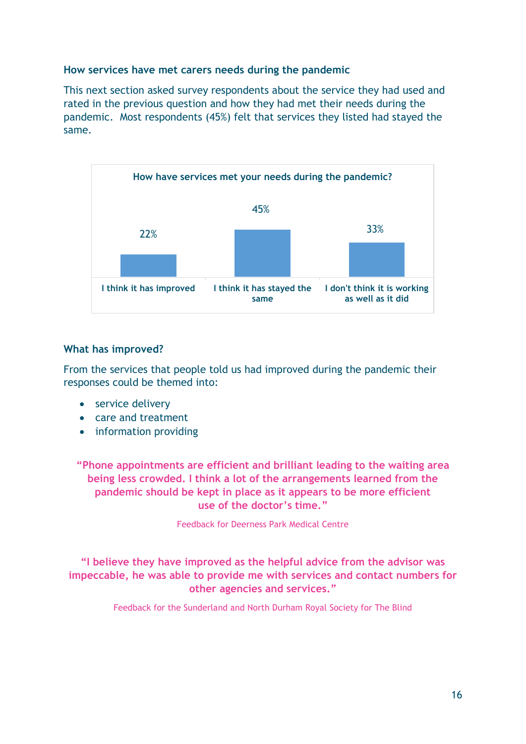### How services have met carers needs during the pandemic

This next section asked survey respondents about the service they had used and rated in the previous question and how they had met their needs during the pandemic. Most respondents (45%) felt that services they listed had stayed the same.

**How have services met your needs during the pandemic?**

| I think it has improved | I think it has stayed the same | I don't think it is working as well as it did |
|---|---|---|
| 22% | 45% | 33% |

### What has improved?

From the services that people told us had improved during the pandemic their responses could be themed into:

- service delivery
- care and treatment
- information providing

**"Phone appointments are efficient and brilliant leading to the waiting area being less crowded. I think a lot of the arrangements learned from the pandemic should be kept in place as it appears to be more efficient use of the doctor's time."**

Feedback for Deerness Park Medical Centre

**"I believe they have improved as the helpful advice from the advisor was impeccable, he was able to provide me with services and contact numbers for other agencies and services."**

Feedback for the Sunderland and North Durham Royal Society for The Blind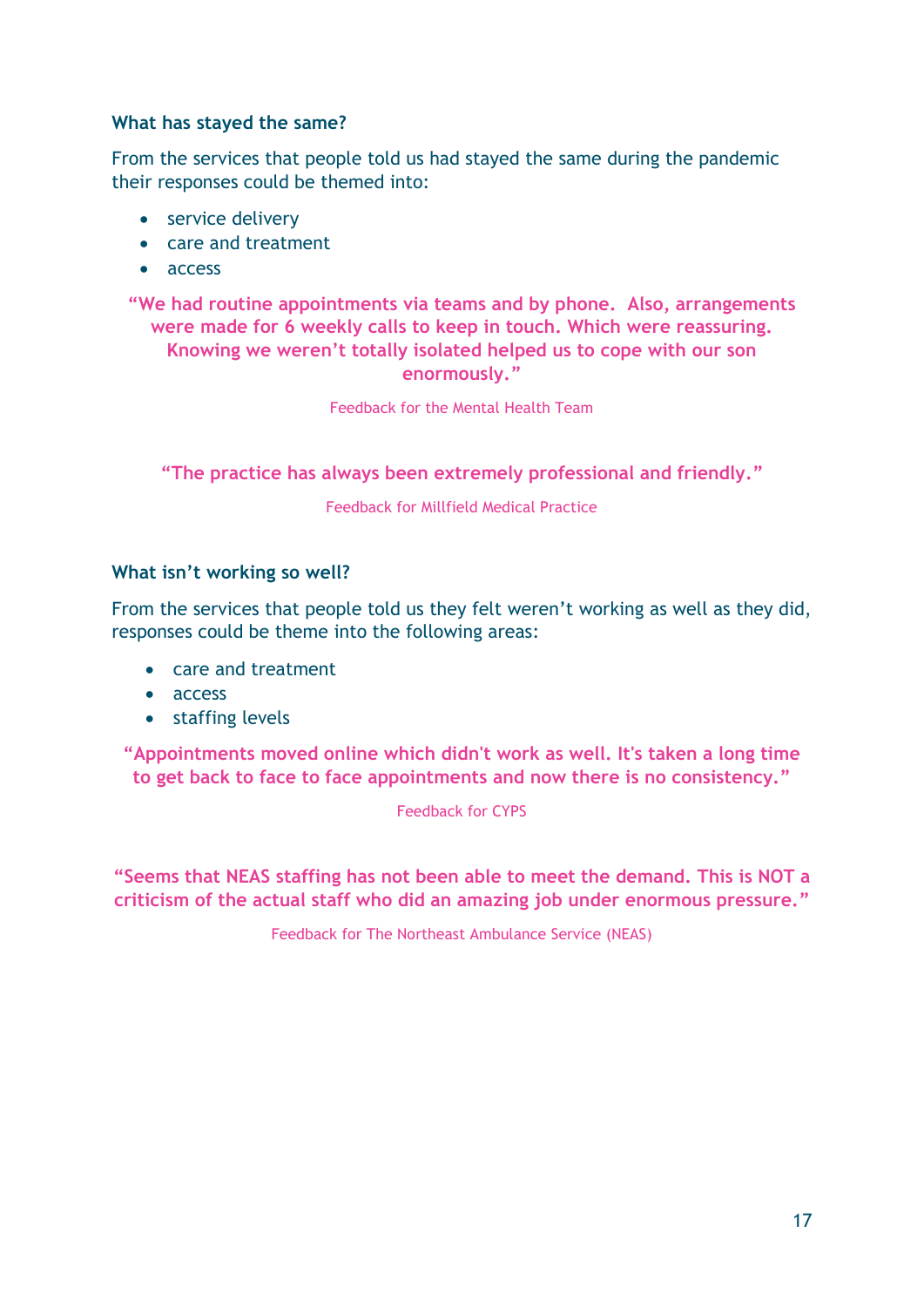### What has stayed the same?

From the services that people told us had stayed the same during the pandemic their responses could be themed into:

- service delivery
- care and treatment
- access

**"We had routine appointments via teams and by phone. Also, arrangements were made for 6 weekly calls to keep in touch. Which were reassuring. Knowing we weren't totally isolated helped us to cope with our son enormously."**

Feedback for the Mental Health Team

**"The practice has always been extremely professional and friendly."**

Feedback for Millfield Medical Practice

### What isn't working so well?

From the services that people told us they felt weren't working as well as they did, responses could be theme into the following areas:

- care and treatment
- access
- staffing levels

**"Appointments moved online which didn't work as well. It's taken a long time to get back to face to face appointments and now there is no consistency."**

Feedback for CYPS

**"Seems that NEAS staffing has not been able to meet the demand. This is NOT a criticism of the actual staff who did an amazing job under enormous pressure."**

Feedback for The Northeast Ambulance Service (NEAS)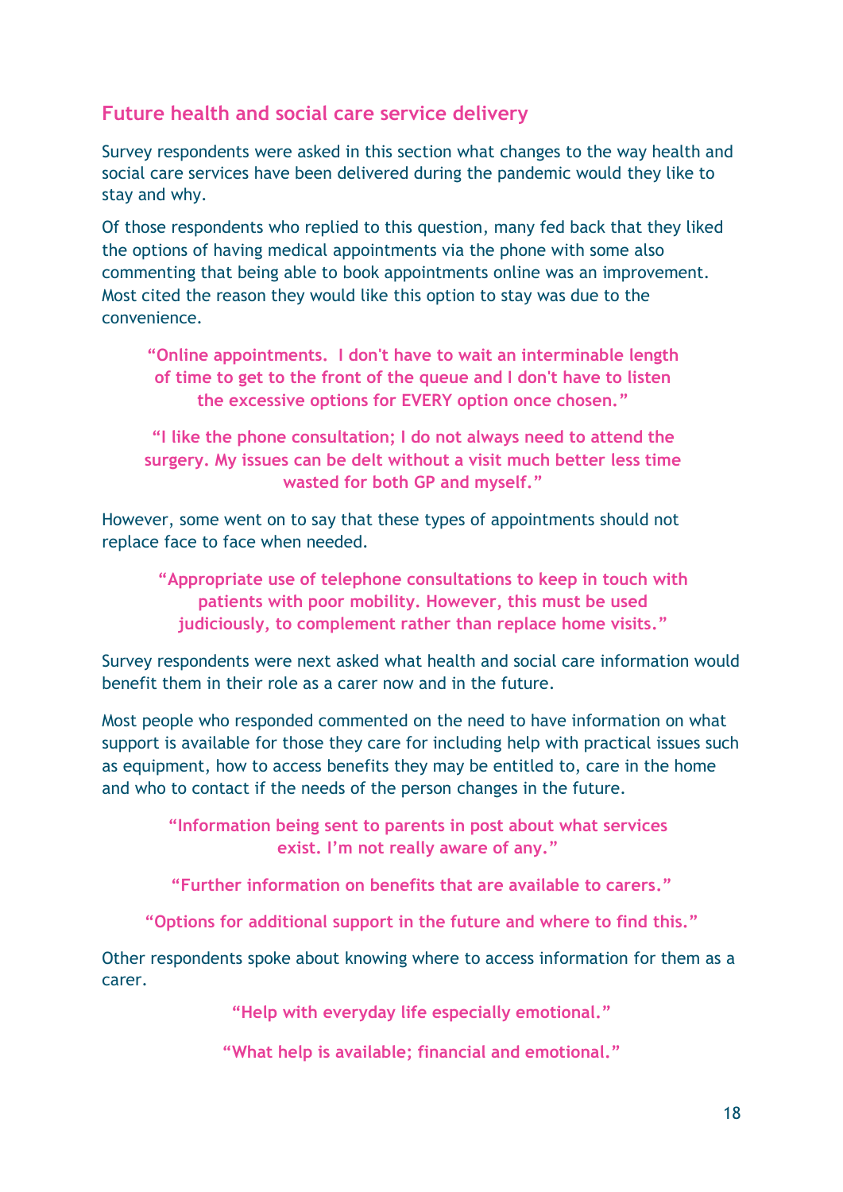## Future health and social care service delivery

Survey respondents were asked in this section what changes to the way health and social care services have been delivered during the pandemic would they like to stay and why.

Of those respondents who replied to this question, many fed back that they liked the options of having medical appointments via the phone with some also commenting that being able to book appointments online was an improvement. Most cited the reason they would like this option to stay was due to the convenience.

> **"Online appointments. I don't have to wait an interminable length of time to get to the front of the queue and I don't have to listen the excessive options for EVERY option once chosen."**

> **"I like the phone consultation; I do not always need to attend the surgery. My issues can be delt without a visit much better less time wasted for both GP and myself."**

However, some went on to say that these types of appointments should not replace face to face when needed.

> **"Appropriate use of telephone consultations to keep in touch with patients with poor mobility. However, this must be used judiciously, to complement rather than replace home visits."**

Survey respondents were next asked what health and social care information would benefit them in their role as a carer now and in the future.

Most people who responded commented on the need to have information on what support is available for those they care for including help with practical issues such as equipment, how to access benefits they may be entitled to, care in the home and who to contact if the needs of the person changes in the future.

> **"Information being sent to parents in post about what services exist. I'm not really aware of any."**

> **"Further information on benefits that are available to carers."**

> **"Options for additional support in the future and where to find this."**

Other respondents spoke about knowing where to access information for them as a carer.

> **"Help with everyday life especially emotional."**

> **"What help is available; financial and emotional."**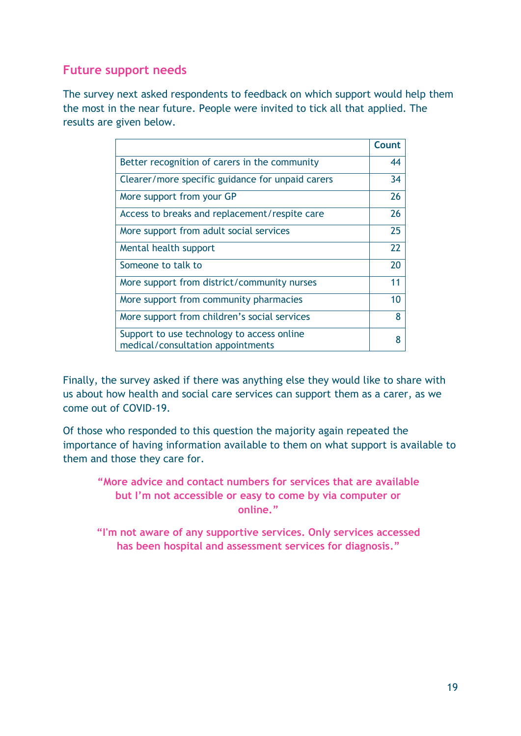## Future support needs

The survey next asked respondents to feedback on which support would help them the most in the near future. People were invited to tick all that applied. The results are given below.

| | Count |
|---|---|
| Better recognition of carers in the community | 44 |
| Clearer/more specific guidance for unpaid carers | 34 |
| More support from your GP | 26 |
| Access to breaks and replacement/respite care | 26 |
| More support from adult social services | 25 |
| Mental health support | 22 |
| Someone to talk to | 20 |
| More support from district/community nurses | 11 |
| More support from community pharmacies | 10 |
| More support from children's social services | 8 |
| Support to use technology to access online medical/consultation appointments | 8 |

Finally, the survey asked if there was anything else they would like to share with us about how health and social care services can support them as a carer, as we come out of COVID-19.

Of those who responded to this question the majority again repeated the importance of having information available to them on what support is available to them and those they care for.

> **"More advice and contact numbers for services that are available but I'm not accessible or easy to come by via computer or online."**

> **"I'm not aware of any supportive services. Only services accessed has been hospital and assessment services for diagnosis."**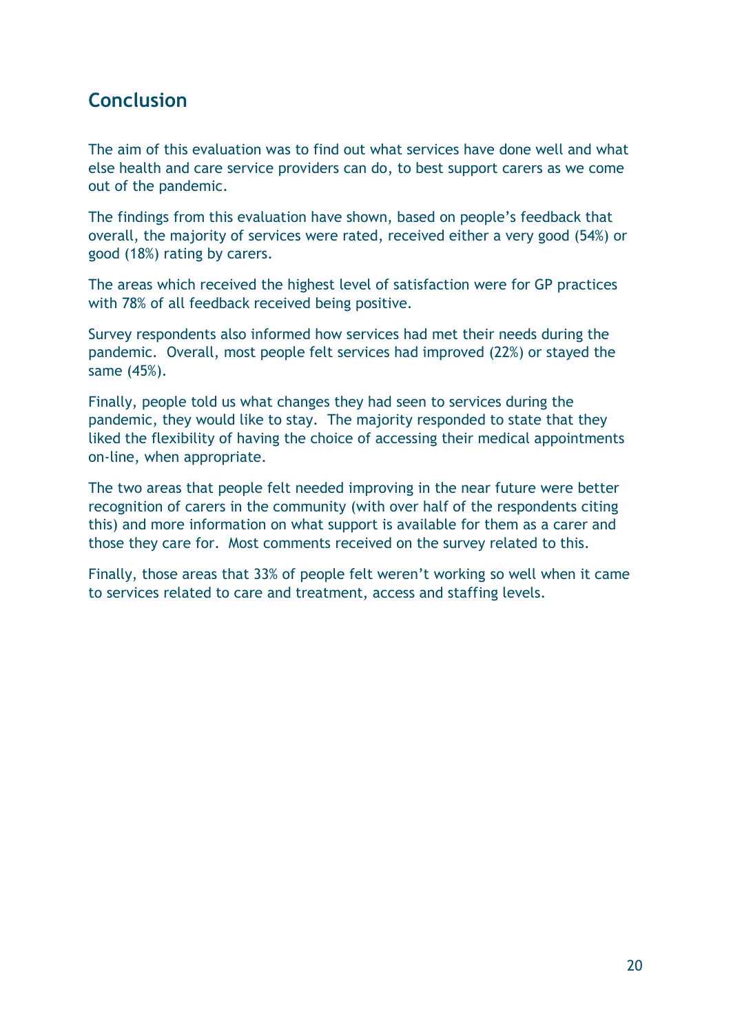## Conclusion

The aim of this evaluation was to find out what services have done well and what else health and care service providers can do, to best support carers as we come out of the pandemic.

The findings from this evaluation have shown, based on people's feedback that overall, the majority of services were rated, received either a very good (54%) or good (18%) rating by carers.

The areas which received the highest level of satisfaction were for GP practices with 78% of all feedback received being positive.

Survey respondents also informed how services had met their needs during the pandemic. Overall, most people felt services had improved (22%) or stayed the same (45%).

Finally, people told us what changes they had seen to services during the pandemic, they would like to stay. The majority responded to state that they liked the flexibility of having the choice of accessing their medical appointments on-line, when appropriate.

The two areas that people felt needed improving in the near future were better recognition of carers in the community (with over half of the respondents citing this) and more information on what support is available for them as a carer and those they care for. Most comments received on the survey related to this.

Finally, those areas that 33% of people felt weren't working so well when it came to services related to care and treatment, access and staffing levels.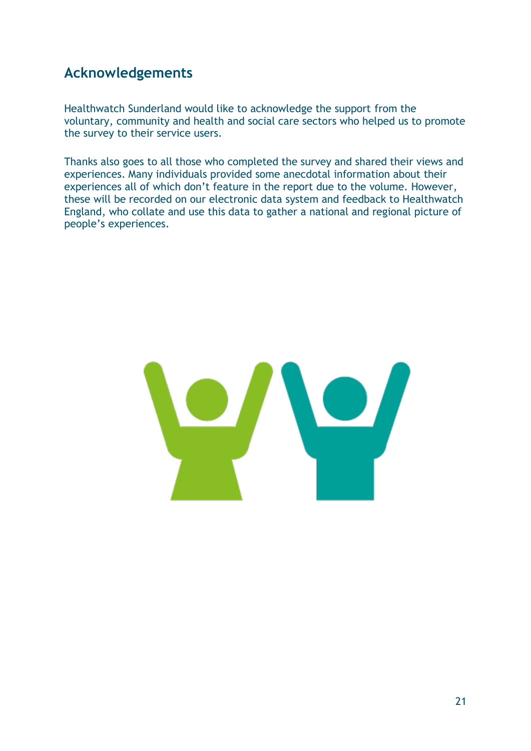## Acknowledgements

Healthwatch Sunderland would like to acknowledge the support from the voluntary, community and health and social care sectors who helped us to promote the survey to their service users.

Thanks also goes to all those who completed the survey and shared their views and experiences. Many individuals provided some anecdotal information about their experiences all of which don't feature in the report due to the volume. However, these will be recorded on our electronic data system and feedback to Healthwatch England, who collate and use this data to gather a national and regional picture of people's experiences.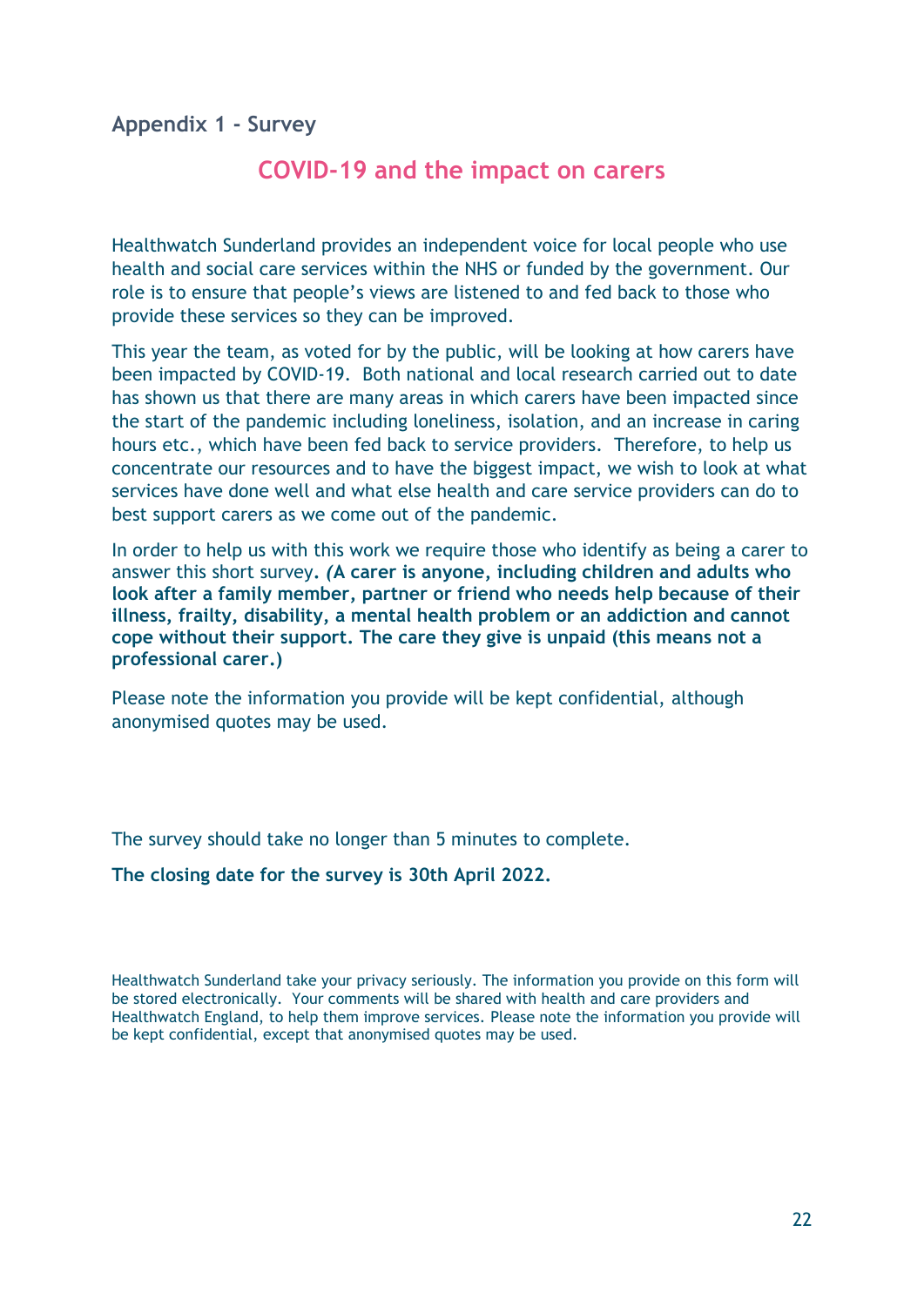## Appendix 1 - Survey

# COVID-19 and the impact on carers

Healthwatch Sunderland provides an independent voice for local people who use health and social care services within the NHS or funded by the government. Our role is to ensure that people's views are listened to and fed back to those who provide these services so they can be improved.

This year the team, as voted for by the public, will be looking at how carers have been impacted by COVID-19. Both national and local research carried out to date has shown us that there are many areas in which carers have been impacted since the start of the pandemic including loneliness, isolation, and an increase in caring hours etc., which have been fed back to service providers. Therefore, to help us concentrate our resources and to have the biggest impact, we wish to look at what services have done well and what else health and care service providers can do to best support carers as we come out of the pandemic.

In order to help us with this work we require those who identify as being a carer to answer this short survey. ***(*A carer is anyone, including children and adults who look after a family member, partner or friend who needs help because of their illness, frailty, disability, a mental health problem or an addiction and cannot cope without their support. The care they give is unpaid (this means not a professional carer.)**

Please note the information you provide will be kept confidential, although anonymised quotes may be used.

The survey should take no longer than 5 minutes to complete.

**The closing date for the survey is 30th April 2022.**

Healthwatch Sunderland take your privacy seriously. The information you provide on this form will be stored electronically. Your comments will be shared with health and care providers and Healthwatch England, to help them improve services. Please note the information you provide will be kept confidential, except that anonymised quotes may be used.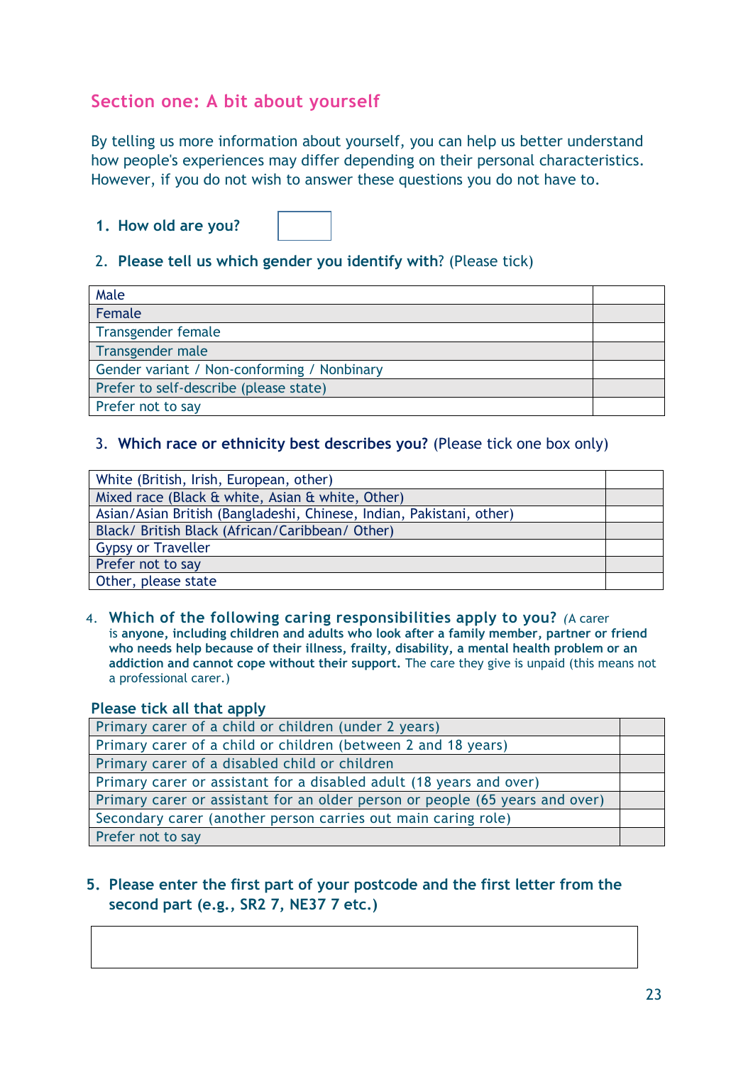## Section one: A bit about yourself

By telling us more information about yourself, you can help us better understand how people's experiences may differ depending on their personal characteristics. However, if you do not wish to answer these questions you do not have to.

1. **How old are you?** ☐

2. **Please tell us which gender you identify with?** (Please tick)

| | |
|---|---|
| Male | |
| Female | |
| Transgender female | |
| Transgender male | |
| Gender variant / Non-conforming / Nonbinary | |
| Prefer to self-describe (please state) | |
| Prefer not to say | |

3. **Which race or ethnicity best describes you?** (Please tick one box only)

| | |
|---|---|
| White (British, Irish, European, other) | |
| Mixed race (Black & white, Asian & white, Other) | |
| Asian/Asian British (Bangladeshi, Chinese, Indian, Pakistani, other) | |
| Black/ British Black (African/Caribbean/ Other) | |
| Gypsy or Traveller | |
| Prefer not to say | |
| Other, please state | |

4. **Which of the following caring responsibilities apply to you?** (A carer is **anyone, including children and adults who look after a family member, partner or friend who needs help because of their illness, frailty, disability, a mental health problem or an addiction and cannot cope without their support.** The care they give is unpaid (this means not a professional carer.)

**Please tick all that apply**

| | |
|---|---|
| Primary carer of a child or children (under 2 years) | |
| Primary carer of a child or children (between 2 and 18 years) | |
| Primary carer of a disabled child or children | |
| Primary carer or assistant for a disabled adult (18 years and over) | |
| Primary carer or assistant for an older person or people (65 years and over) | |
| Secondary carer (another person carries out main caring role) | |
| Prefer not to say | |

5. **Please enter the first part of your postcode and the first letter from the second part (e.g., SR2 7, NE37 7 etc.)**

☐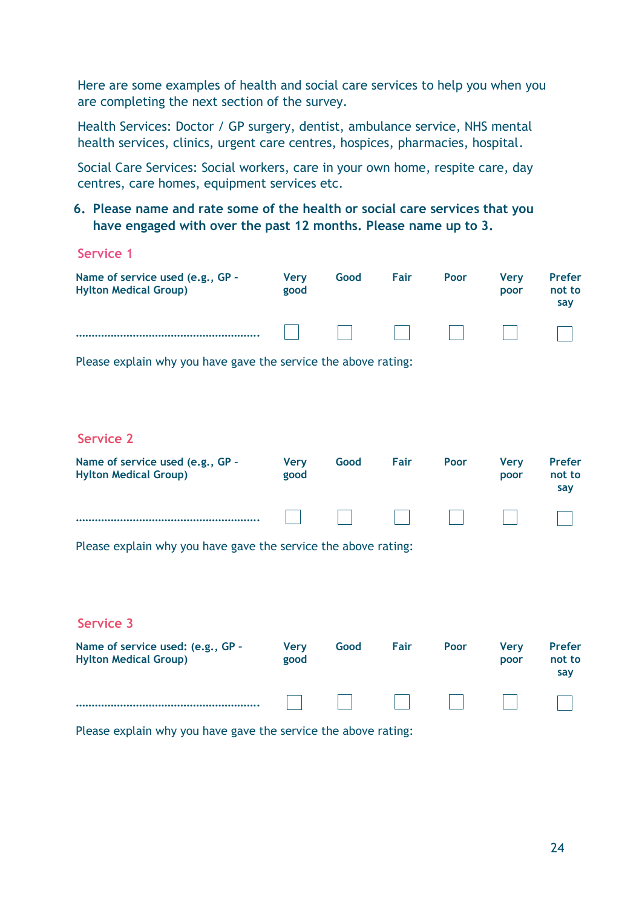Here are some examples of health and social care services to help you when you are completing the next section of the survey.

Health Services: Doctor / GP surgery, dentist, ambulance service, NHS mental health services, clinics, urgent care centres, hospices, pharmacies, hospital.

Social Care Services: Social workers, care in your own home, respite care, day centres, care homes, equipment services etc.

**6. Please name and rate some of the health or social care services that you have engaged with over the past 12 months. Please name up to 3.**

### Service 1

| Name of service used (e.g., GP - Hylton Medical Group) | Very good | Good | Fair | Poor | Very poor | Prefer not to say |
|---|---|---|---|---|---|---|
| ........................................................ | ☐ | ☐ | ☐ | ☐ | ☐ | ☐ |

Please explain why you have gave the service the above rating:

### Service 2

| Name of service used (e.g., GP - Hylton Medical Group) | Very good | Good | Fair | Poor | Very poor | Prefer not to say |
|---|---|---|---|---|---|---|
| ........................................................ | ☐ | ☐ | ☐ | ☐ | ☐ | ☐ |

Please explain why you have gave the service the above rating:

### Service 3

| Name of service used: (e.g., GP - Hylton Medical Group) | Very good | Good | Fair | Poor | Very poor | Prefer not to say |
|---|---|---|---|---|---|---|
| ........................................................ | ☐ | ☐ | ☐ | ☐ | ☐ | ☐ |

Please explain why you have gave the service the above rating: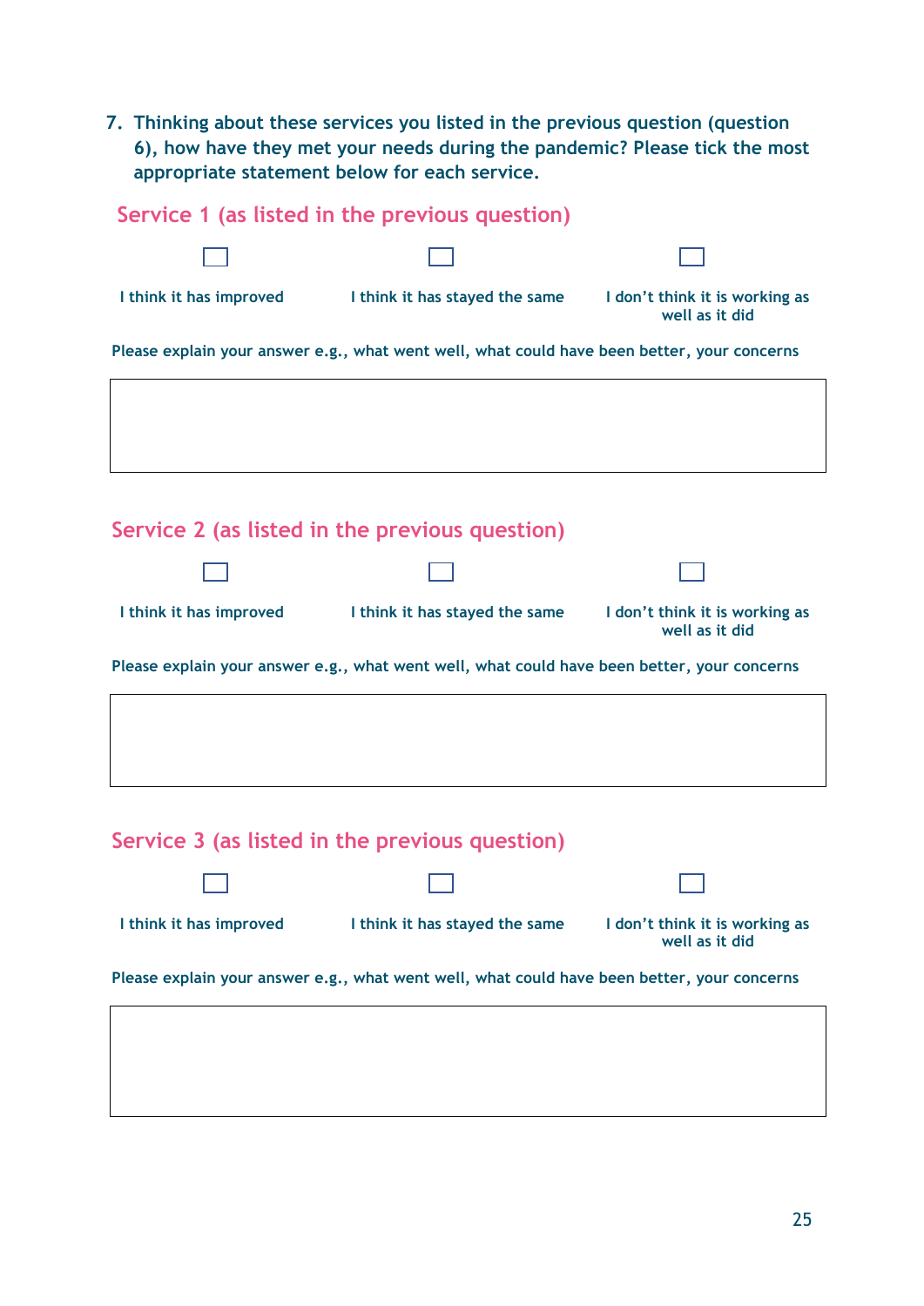7. **Thinking about these services you listed in the previous question (question 6), how have they met your needs during the pandemic? Please tick the most appropriate statement below for each service.**

## Service 1 (as listed in the previous question)

- ☐ I think it has improved
- ☐ I think it has stayed the same
- ☐ I don't think it is working as well as it did

Please explain your answer e.g., what went well, what could have been better, your concerns

|  |
|---|
|  |

## Service 2 (as listed in the previous question)

- ☐ I think it has improved
- ☐ I think it has stayed the same
- ☐ I don't think it is working as well as it did

Please explain your answer e.g., what went well, what could have been better, your concerns

|  |
|---|
|  |

## Service 3 (as listed in the previous question)

- ☐ I think it has improved
- ☐ I think it has stayed the same
- ☐ I don't think it is working as well as it did

Please explain your answer e.g., what went well, what could have been better, your concerns

|  |
|---|
|  |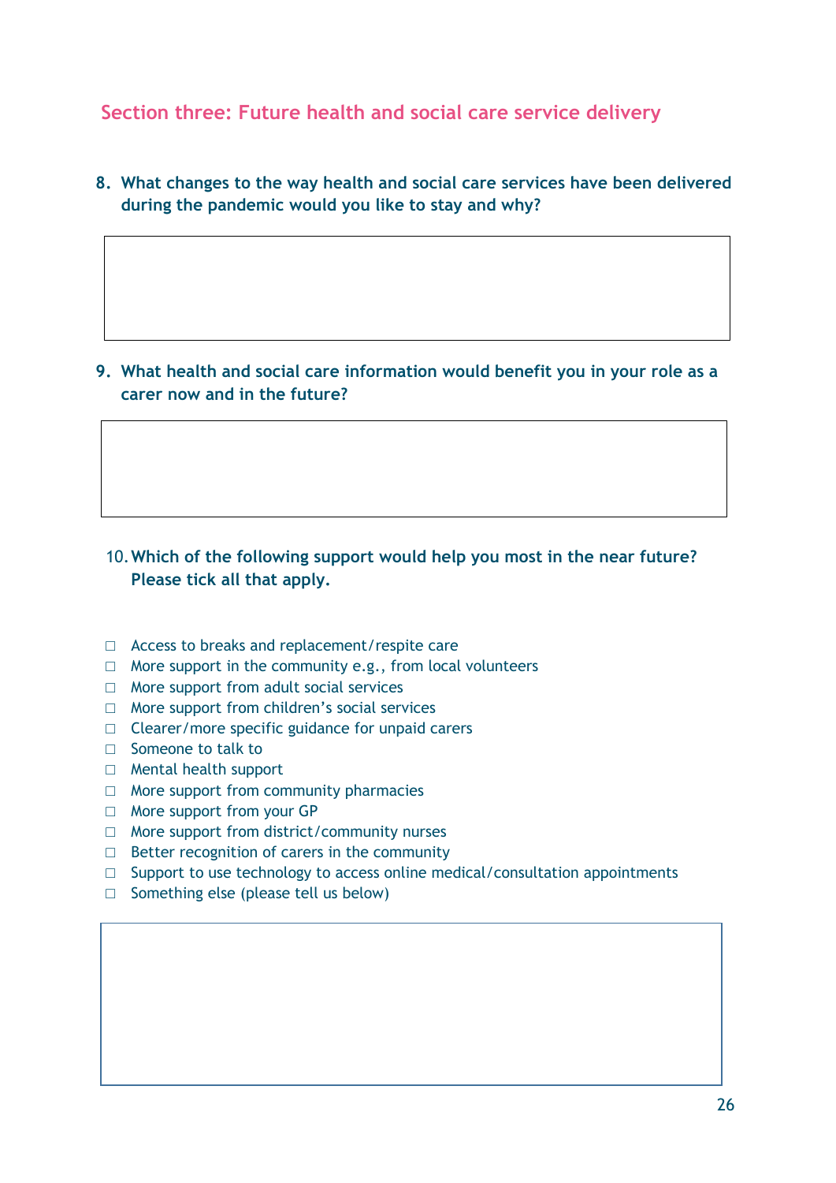## Section three: Future health and social care service delivery

**8. What changes to the way health and social care services have been delivered during the pandemic would you like to stay and why?**

**9. What health and social care information would benefit you in your role as a carer now and in the future?**

**10. Which of the following support would help you most in the near future? Please tick all that apply.**

- ☐ Access to breaks and replacement/respite care
- ☐ More support in the community e.g., from local volunteers
- ☐ More support from adult social services
- ☐ More support from children's social services
- ☐ Clearer/more specific guidance for unpaid carers
- ☐ Someone to talk to
- ☐ Mental health support
- ☐ More support from community pharmacies
- ☐ More support from your GP
- ☐ More support from district/community nurses
- ☐ Better recognition of carers in the community
- ☐ Support to use technology to access online medical/consultation appointments
- ☐ Something else (please tell us below)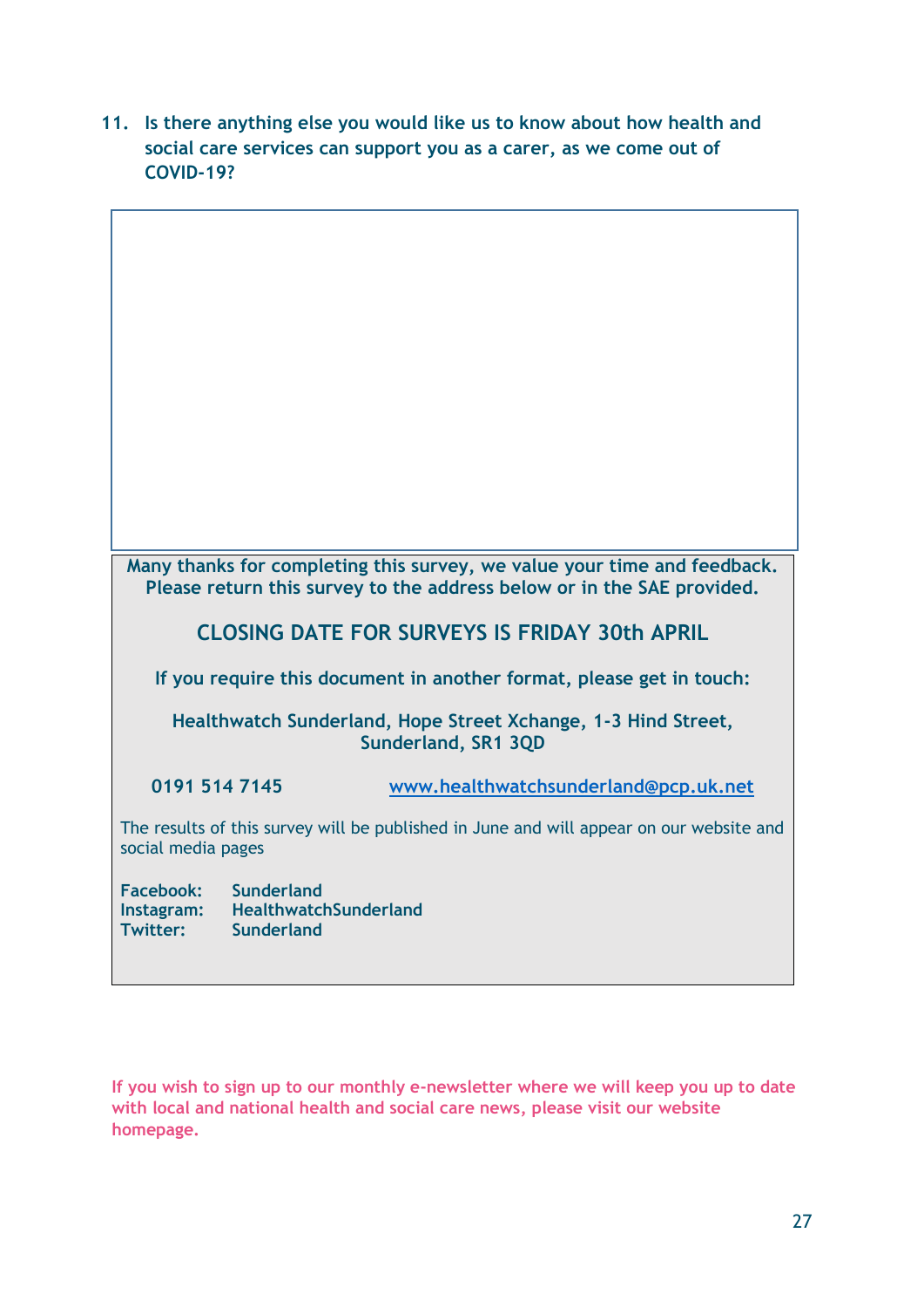11. **Is there anything else you would like us to know about how health and social care services can support you as a carer, as we come out of COVID-19?**

**Many thanks for completing this survey, we value your time and feedback. Please return this survey to the address below or in the SAE provided.**

**CLOSING DATE FOR SURVEYS IS FRIDAY 30th APRIL**

**If you require this document in another format, please get in touch:**

**Healthwatch Sunderland, Hope Street Xchange, 1-3 Hind Street, Sunderland, SR1 3QD**

**0191 514 7145** [www.healthwatchsunderland@pcp.uk.net](www.healthwatchsunderland@pcp.uk.net)

The results of this survey will be published in June and will appear on our website and social media pages

**Facebook:** Sunderland
**Instagram:** HealthwatchSunderland
**Twitter:** Sunderland

**If you wish to sign up to our monthly e-newsletter where we will keep you up to date with local and national health and social care news, please visit our website homepage.**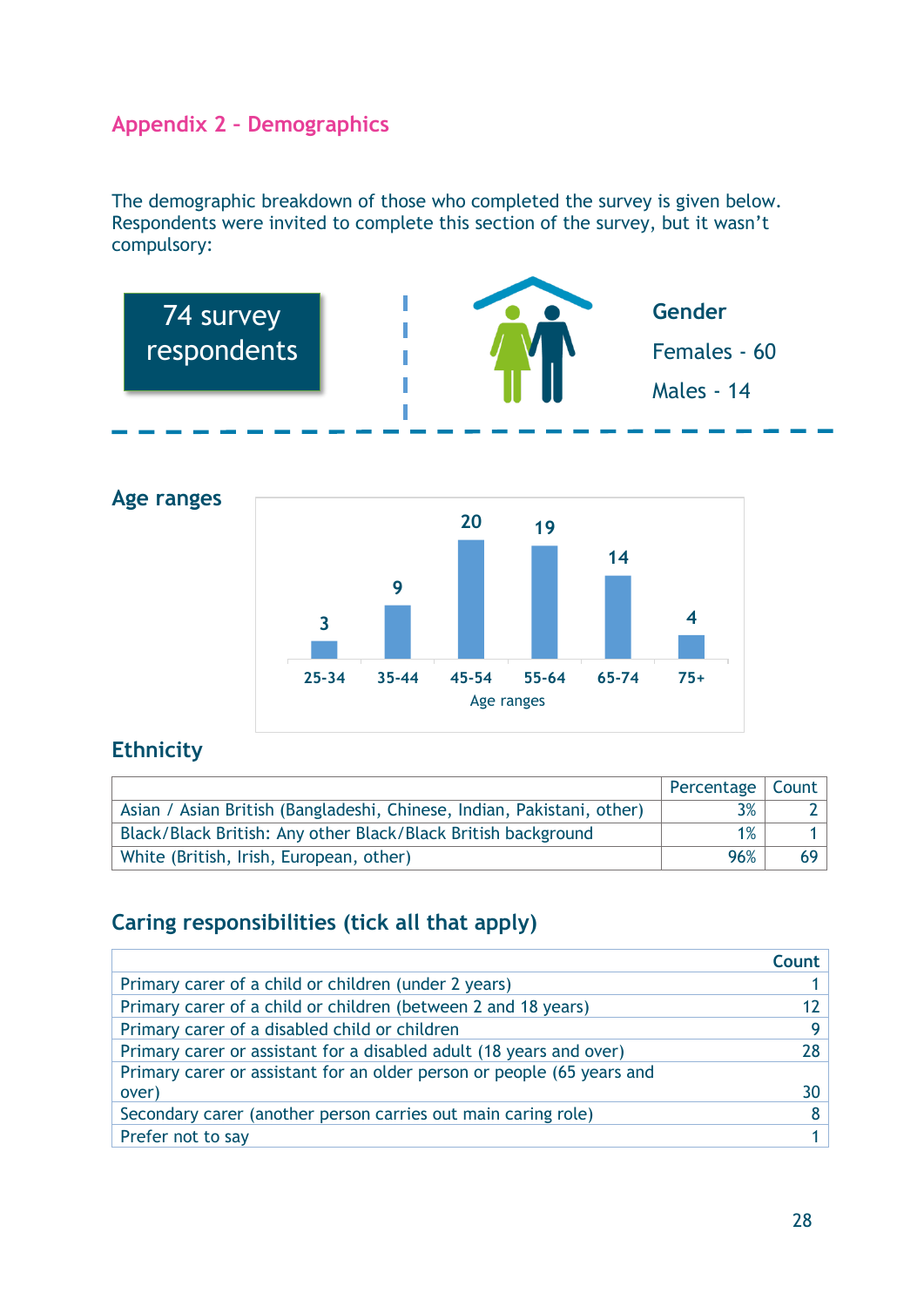## Appendix 2 – Demographics

The demographic breakdown of those who completed the survey is given below. Respondents were invited to complete this section of the survey, but it wasn't compulsory:

**74 survey respondents**

**Gender**

Females - 60

Males - 14

### Age ranges

| Age ranges | Count |
|---|---|
| 25-34 | 3 |
| 35-44 | 9 |
| 45-54 | 20 |
| 55-64 | 19 |
| 65-74 | 14 |
| 75+ | 4 |

### Ethnicity

| | Percentage | Count |
|---|---|---|
| Asian / Asian British (Bangladeshi, Chinese, Indian, Pakistani, other) | 3% | 2 |
| Black/Black British: Any other Black/Black British background | 1% | 1 |
| White (British, Irish, European, other) | 96% | 69 |

### Caring responsibilities (tick all that apply)

| | Count |
|---|---|
| Primary carer of a child or children (under 2 years) | 1 |
| Primary carer of a child or children (between 2 and 18 years) | 12 |
| Primary carer of a disabled child or children | 9 |
| Primary carer or assistant for a disabled adult (18 years and over) | 28 |
| Primary carer or assistant for an older person or people (65 years and over) | 30 |
| Secondary carer (another person carries out main caring role) | 8 |
| Prefer not to say | 1 |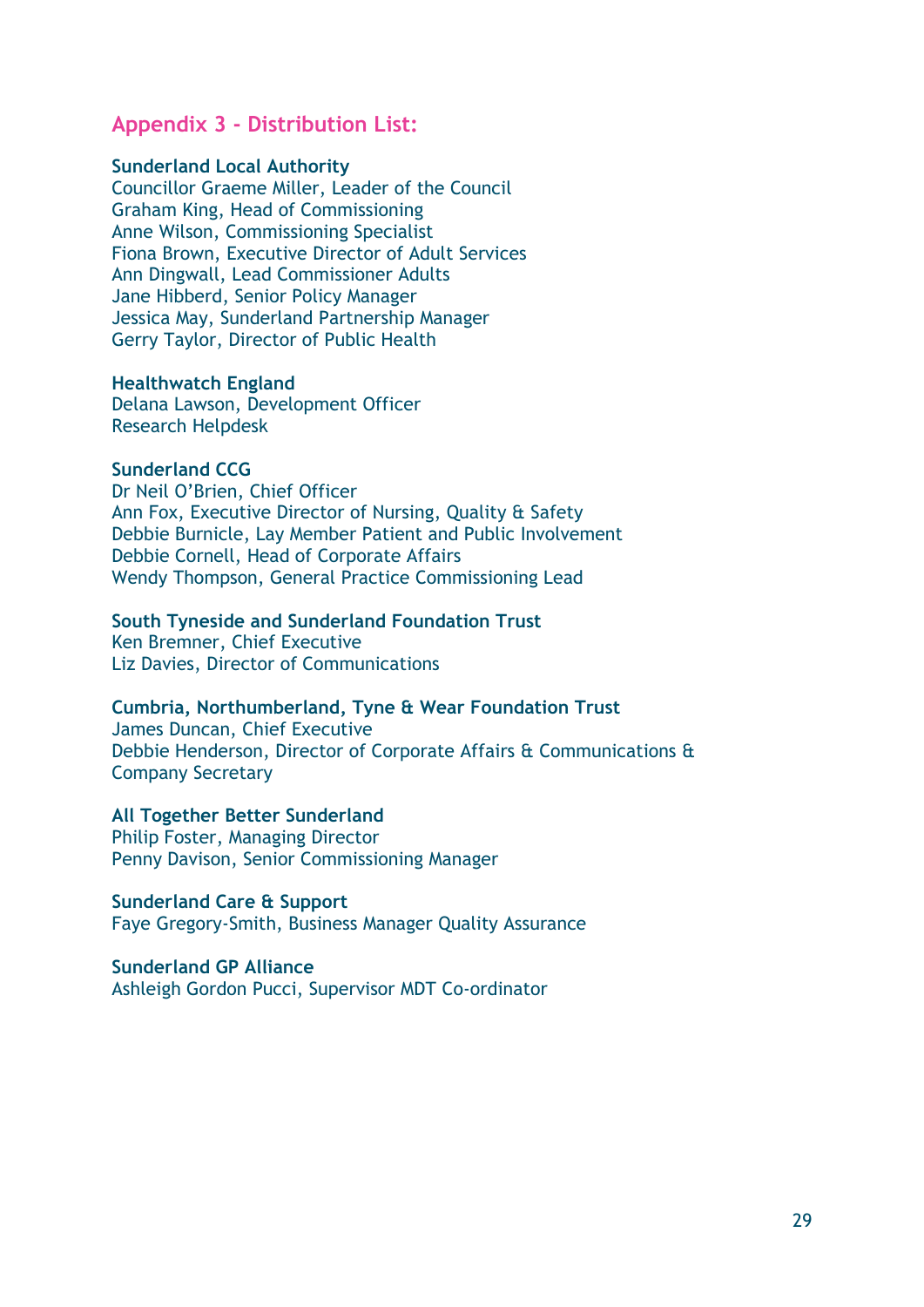## Appendix 3 - Distribution List:

**Sunderland Local Authority**
Councillor Graeme Miller, Leader of the Council
Graham King, Head of Commissioning
Anne Wilson, Commissioning Specialist
Fiona Brown, Executive Director of Adult Services
Ann Dingwall, Lead Commissioner Adults
Jane Hibberd, Senior Policy Manager
Jessica May, Sunderland Partnership Manager
Gerry Taylor, Director of Public Health

**Healthwatch England**
Delana Lawson, Development Officer
Research Helpdesk

**Sunderland CCG**
Dr Neil O'Brien, Chief Officer
Ann Fox, Executive Director of Nursing, Quality & Safety
Debbie Burnicle, Lay Member Patient and Public Involvement
Debbie Cornell, Head of Corporate Affairs
Wendy Thompson, General Practice Commissioning Lead

**South Tyneside and Sunderland Foundation Trust**
Ken Bremner, Chief Executive
Liz Davies, Director of Communications

**Cumbria, Northumberland, Tyne & Wear Foundation Trust**
James Duncan, Chief Executive
Debbie Henderson, Director of Corporate Affairs & Communications & Company Secretary

**All Together Better Sunderland**
Philip Foster, Managing Director
Penny Davison, Senior Commissioning Manager

**Sunderland Care & Support**
Faye Gregory-Smith, Business Manager Quality Assurance

**Sunderland GP Alliance**
Ashleigh Gordon Pucci, Supervisor MDT Co-ordinator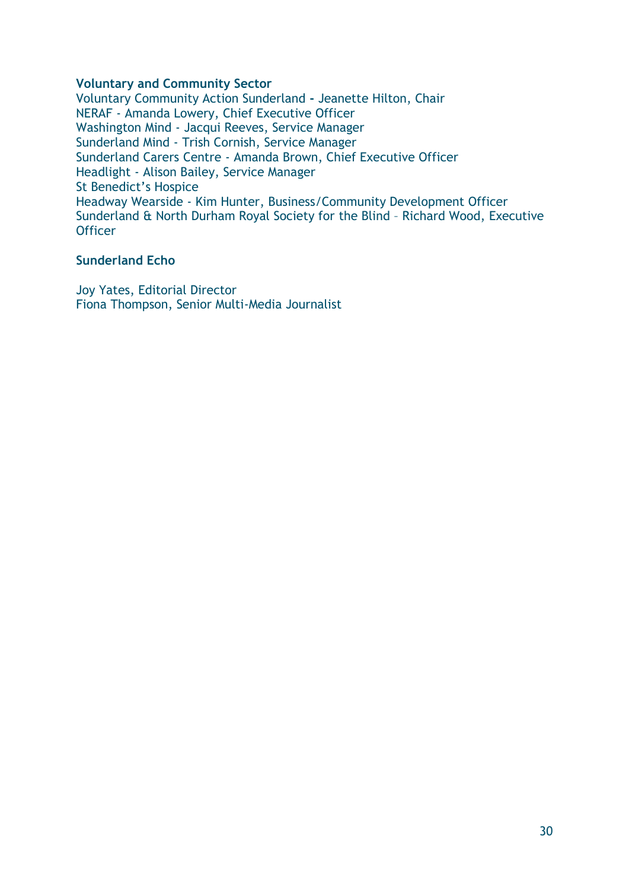**Voluntary and Community Sector**

Voluntary Community Action Sunderland - Jeanette Hilton, Chair
NERAF - Amanda Lowery, Chief Executive Officer
Washington Mind - Jacqui Reeves, Service Manager
Sunderland Mind - Trish Cornish, Service Manager
Sunderland Carers Centre - Amanda Brown, Chief Executive Officer
Headlight - Alison Bailey, Service Manager
St Benedict's Hospice
Headway Wearside - Kim Hunter, Business/Community Development Officer
Sunderland & North Durham Royal Society for the Blind – Richard Wood, Executive Officer

**Sunderland Echo**

Joy Yates, Editorial Director
Fiona Thompson, Senior Multi-Media Journalist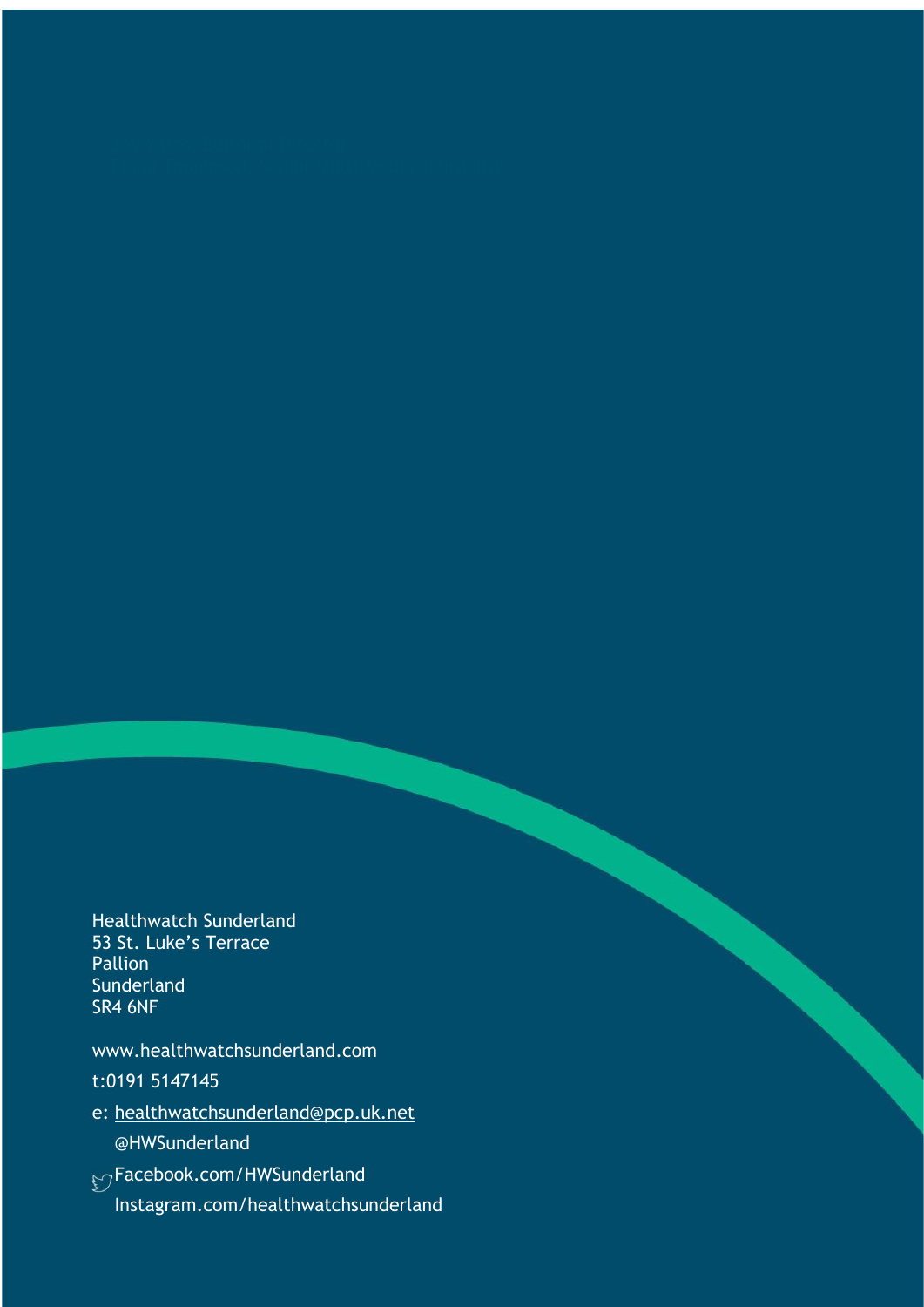Healthwatch Sunderland
53 St. Luke's Terrace
Pallion
Sunderland
SR4 6NF

www.healthwatchsunderland.com

t:0191 5147145

e: healthwatchsunderland@pcp.uk.net

@HWSunderland

Facebook.com/HWSunderland

Instagram.com/healthwatchsunderland